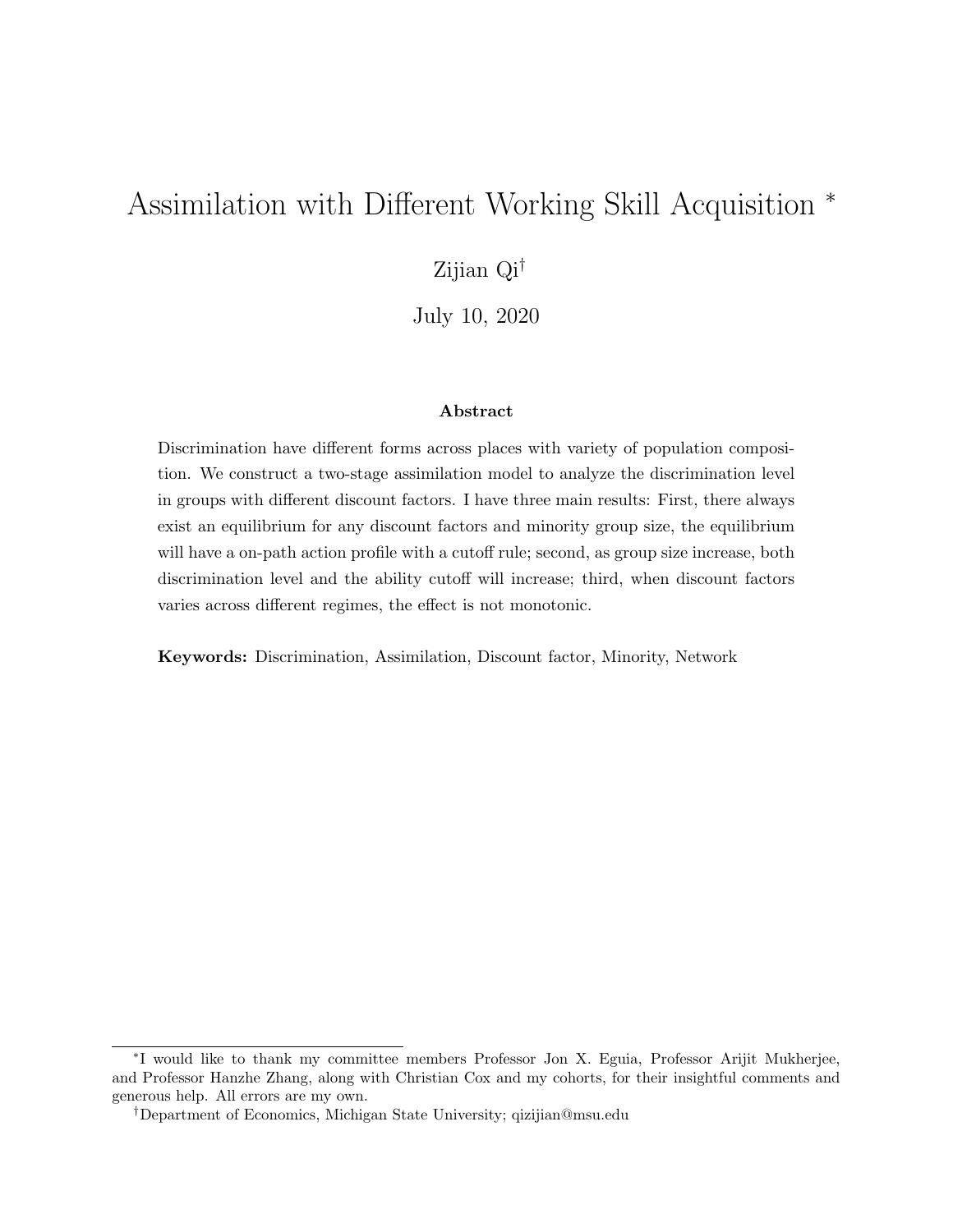# Assimilation with Different Working Skill Acquisition *

Zijian Qi[†]

July 10, 2020

### Abstract

Discrimination have different forms across places with variety of population composition. We construct a two-stage assimilation model to analyze the discrimination level in groups with different discount factors. I have three main results: First, there always exist an equilibrium for any discount factors and minority group size, the equilibrium will have a on-path action profile with a cutoff rule; second, as group size increase, both discrimination level and the ability cutoff will increase; third, when discount factors varies across different regimes, the effect is not monotonic.

**Keywords:** Discrimination, Assimilation, Discount factor, Minority, Network

---

*I would like to thank my committee members Professor Jon X. Eguia, Professor Arijit Mukherjee, and Professor Hanzhe Zhang, along with Christian Cox and my cohorts, for their insightful comments and generous help. All errors are my own.

[†]Department of Economics, Michigan State University; qizijian@msu.edu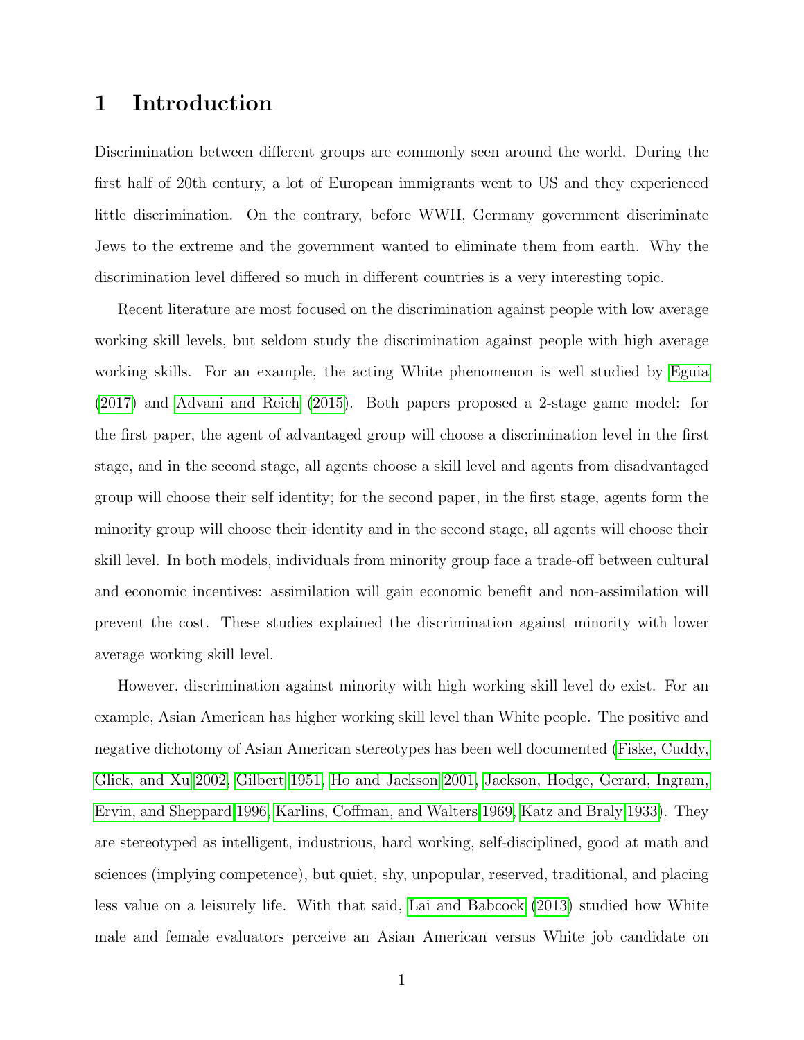# 1 Introduction

Discrimination between different groups are commonly seen around the world. During the first half of 20th century, a lot of European immigrants went to US and they experienced little discrimination. On the contrary, before WWII, Germany government discriminate Jews to the extreme and the government wanted to eliminate them from earth. Why the discrimination level differed so much in different countries is a very interesting topic.

Recent literature are most focused on the discrimination against people with low average working skill levels, but seldom study the discrimination against people with high average working skills. For an example, the acting White phenomenon is well studied by Eguia (2017) and Advani and Reich (2015). Both papers proposed a 2-stage game model: for the first paper, the agent of advantaged group will choose a discrimination level in the first stage, and in the second stage, all agents choose a skill level and agents from disadvantaged group will choose their self identity; for the second paper, in the first stage, agents form the minority group will choose their identity and in the second stage, all agents will choose their skill level. In both models, individuals from minority group face a trade-off between cultural and economic incentives: assimilation will gain economic benefit and non-assimilation will prevent the cost. These studies explained the discrimination against minority with lower average working skill level.

However, discrimination against minority with high working skill level do exist. For an example, Asian American has higher working skill level than White people. The positive and negative dichotomy of Asian American stereotypes has been well documented (Fiske, Cuddy, Glick, and Xu 2002, Gilbert 1951, Ho and Jackson 2001, Jackson, Hodge, Gerard, Ingram, Ervin, and Sheppard 1996, Karlins, Coffman, and Walters 1969, Katz and Braly 1933). They are stereotyped as intelligent, industrious, hard working, self-disciplined, good at math and sciences (implying competence), but quiet, shy, unpopular, reserved, traditional, and placing less value on a leisurely life. With that said, Lai and Babcock (2013) studied how White male and female evaluators perceive an Asian American versus White job candidate on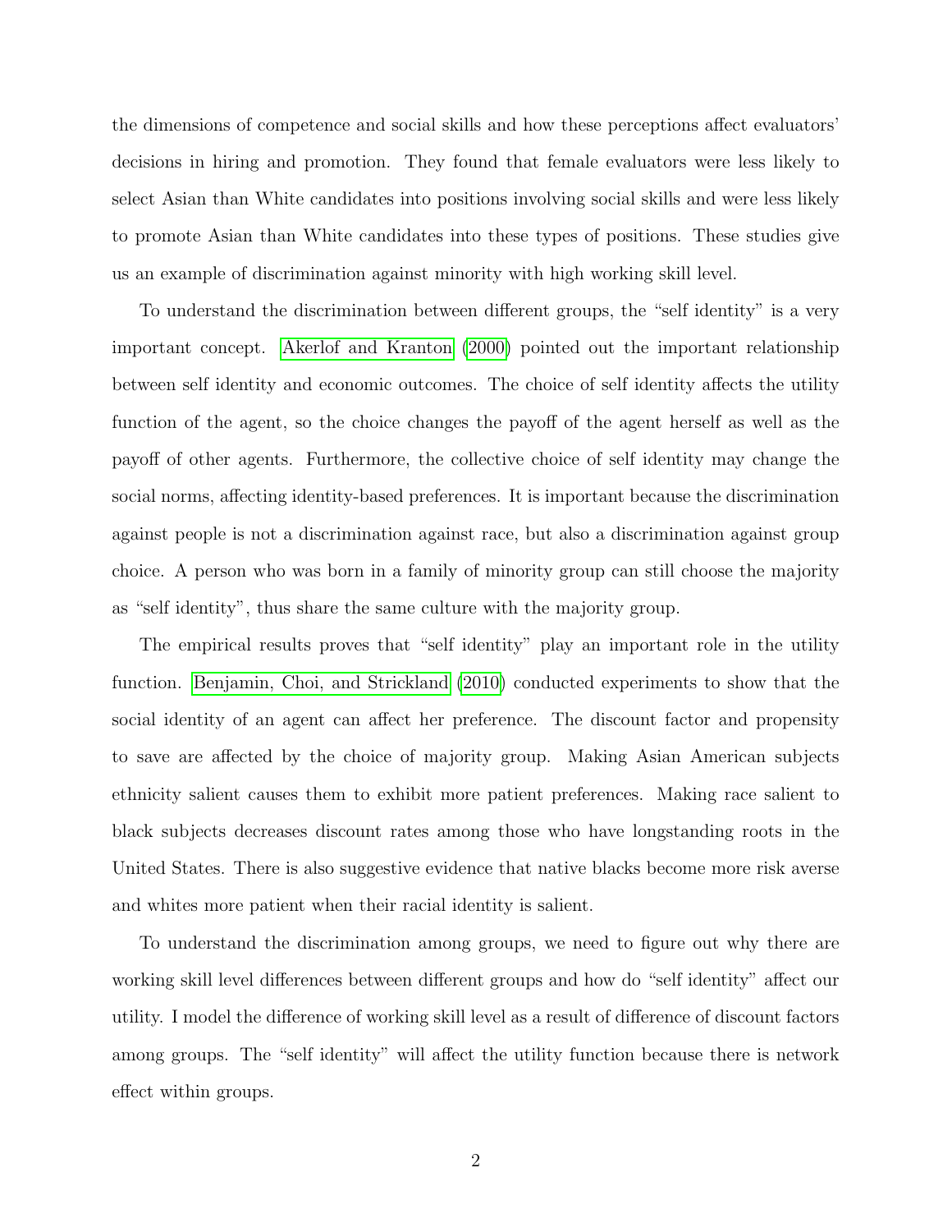the dimensions of competence and social skills and how these perceptions affect evaluators' decisions in hiring and promotion. They found that female evaluators were less likely to select Asian than White candidates into positions involving social skills and were less likely to promote Asian than White candidates into these types of positions. These studies give us an example of discrimination against minority with high working skill level.

To understand the discrimination between different groups, the "self identity" is a very important concept. Akerlof and Kranton (2000) pointed out the important relationship between self identity and economic outcomes. The choice of self identity affects the utility function of the agent, so the choice changes the payoff of the agent herself as well as the payoff of other agents. Furthermore, the collective choice of self identity may change the social norms, affecting identity-based preferences. It is important because the discrimination against people is not a discrimination against race, but also a discrimination against group choice. A person who was born in a family of minority group can still choose the majority as "self identity", thus share the same culture with the majority group.

The empirical results proves that "self identity" play an important role in the utility function. Benjamin, Choi, and Strickland (2010) conducted experiments to show that the social identity of an agent can affect her preference. The discount factor and propensity to save are affected by the choice of majority group. Making Asian American subjects ethnicity salient causes them to exhibit more patient preferences. Making race salient to black subjects decreases discount rates among those who have longstanding roots in the United States. There is also suggestive evidence that native blacks become more risk averse and whites more patient when their racial identity is salient.

To understand the discrimination among groups, we need to figure out why there are working skill level differences between different groups and how do "self identity" affect our utility. I model the difference of working skill level as a result of difference of discount factors among groups. The "self identity" will affect the utility function because there is network effect within groups.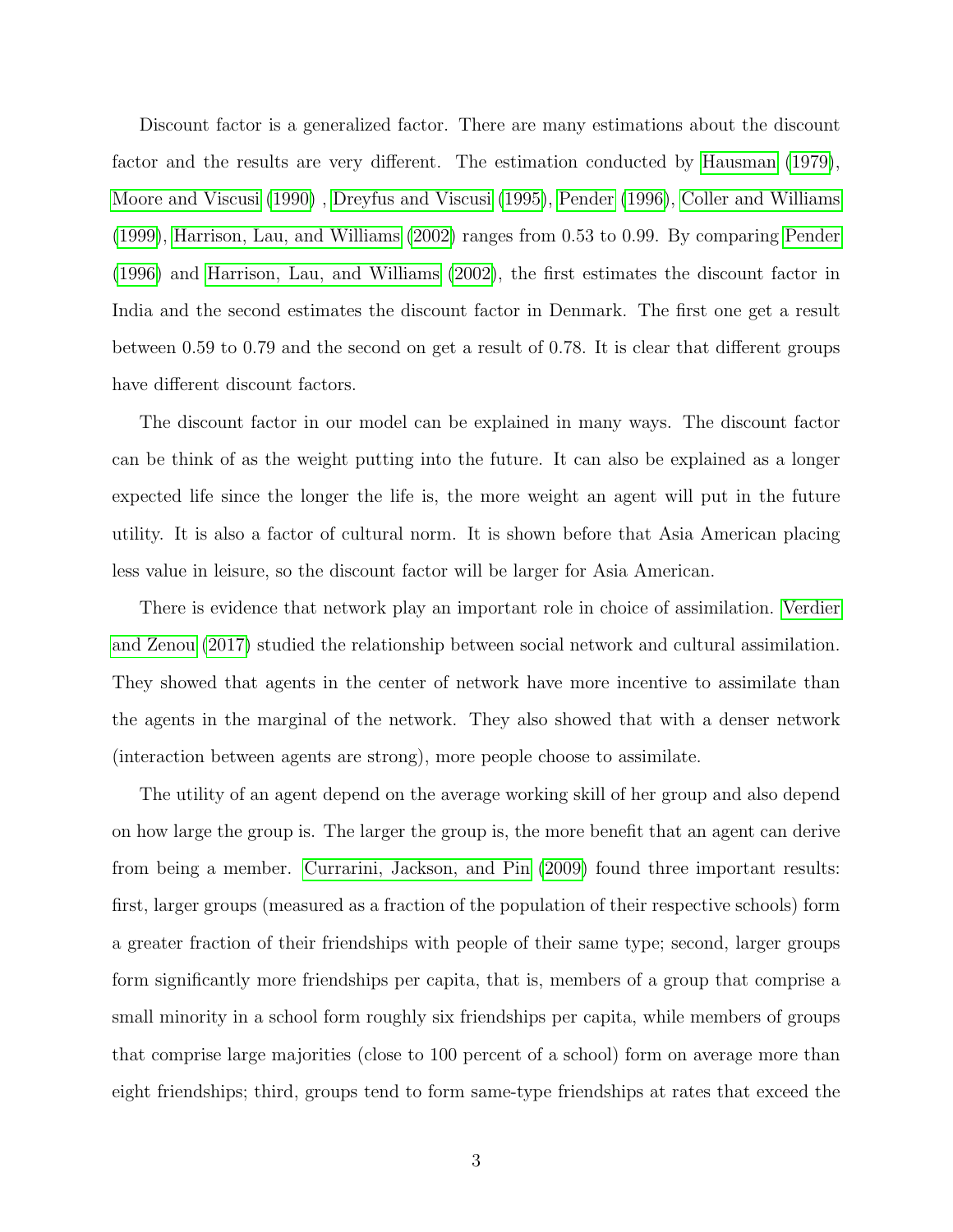Discount factor is a generalized factor. There are many estimations about the discount factor and the results are very different. The estimation conducted by Hausman (1979), Moore and Viscusi (1990) , Dreyfus and Viscusi (1995), Pender (1996), Coller and Williams (1999), Harrison, Lau, and Williams (2002) ranges from 0.53 to 0.99. By comparing Pender (1996) and Harrison, Lau, and Williams (2002), the first estimates the discount factor in India and the second estimates the discount factor in Denmark. The first one get a result between 0.59 to 0.79 and the second on get a result of 0.78. It is clear that different groups have different discount factors.

The discount factor in our model can be explained in many ways. The discount factor can be think of as the weight putting into the future. It can also be explained as a longer expected life since the longer the life is, the more weight an agent will put in the future utility. It is also a factor of cultural norm. It is shown before that Asia American placing less value in leisure, so the discount factor will be larger for Asia American.

There is evidence that network play an important role in choice of assimilation. Verdier and Zenou (2017) studied the relationship between social network and cultural assimilation. They showed that agents in the center of network have more incentive to assimilate than the agents in the marginal of the network. They also showed that with a denser network (interaction between agents are strong), more people choose to assimilate.

The utility of an agent depend on the average working skill of her group and also depend on how large the group is. The larger the group is, the more benefit that an agent can derive from being a member. Currarini, Jackson, and Pin (2009) found three important results: first, larger groups (measured as a fraction of the population of their respective schools) form a greater fraction of their friendships with people of their same type; second, larger groups form significantly more friendships per capita, that is, members of a group that comprise a small minority in a school form roughly six friendships per capita, while members of groups that comprise large majorities (close to 100 percent of a school) form on average more than eight friendships; third, groups tend to form same-type friendships at rates that exceed the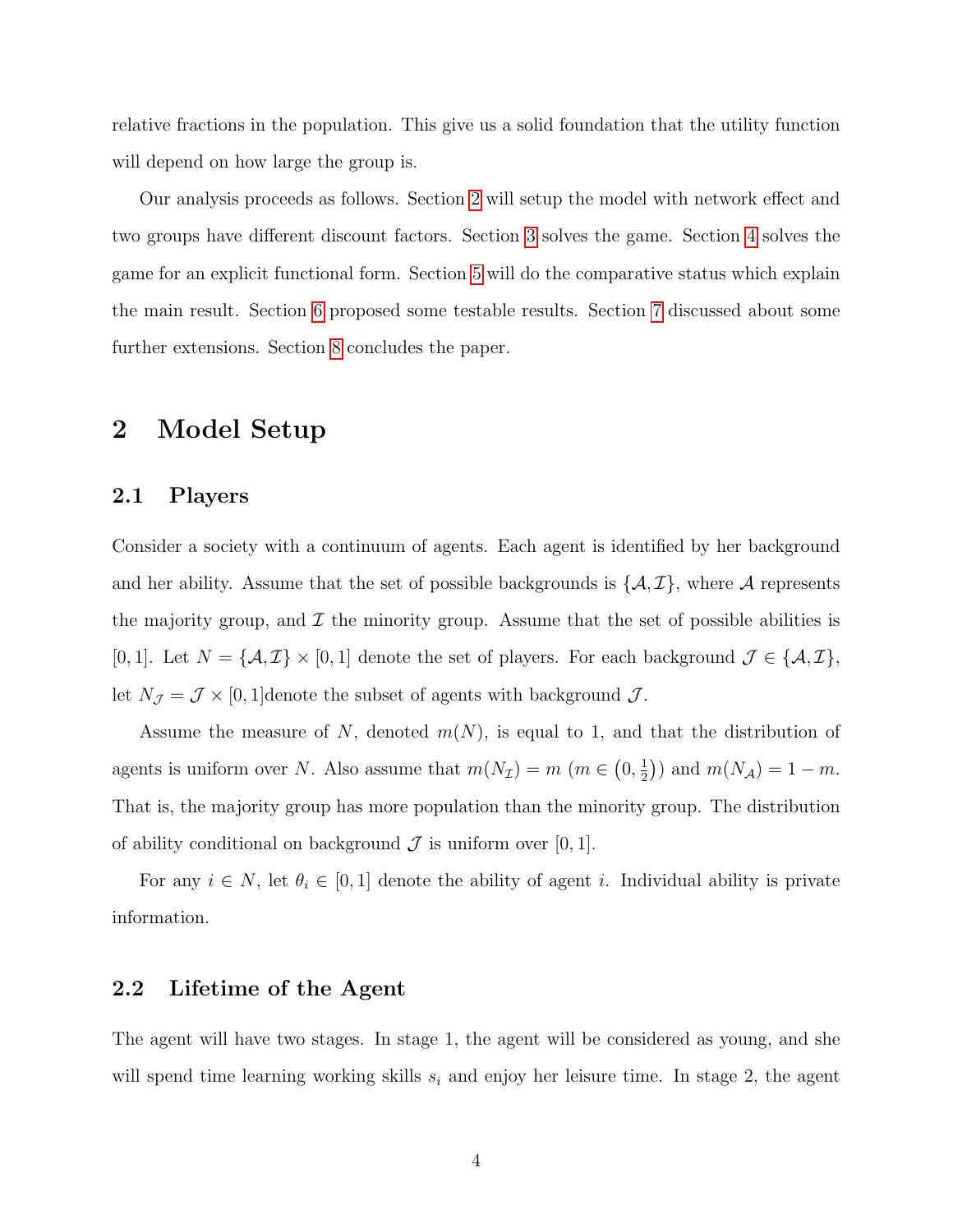relative fractions in the population. This give us a solid foundation that the utility function will depend on how large the group is.

Our analysis proceeds as follows. Section 2 will setup the model with network effect and two groups have different discount factors. Section 3 solves the game. Section 4 solves the game for an explicit functional form. Section 5 will do the comparative status which explain the main result. Section 6 proposed some testable results. Section 7 discussed about some further extensions. Section 8 concludes the paper.

# 2 Model Setup

## 2.1 Players

Consider a society with a continuum of agents. Each agent is identified by her background and her ability. Assume that the set of possible backgrounds is $\{\mathcal{A}, \mathcal{I}\}$, where $\mathcal{A}$ represents the majority group, and $\mathcal{I}$ the minority group. Assume that the set of possible abilities is $[0, 1]$. Let $N = \{\mathcal{A}, \mathcal{I}\} \times [0, 1]$ denote the set of players. For each background $\mathcal{J} \in \{\mathcal{A}, \mathcal{I}\}$, let $N_{\mathcal{J}} = \mathcal{J} \times [0, 1]$denote the subset of agents with background $\mathcal{J}$.

Assume the measure of $N$, denoted $m(N)$, is equal to 1, and that the distribution of agents is uniform over $N$. Also assume that $m(N_{\mathcal{I}}) = m$ ($m \in \left(0, \frac{1}{2}\right)$) and $m(N_{\mathcal{A}}) = 1 - m$. That is, the majority group has more population than the minority group. The distribution of ability conditional on background $\mathcal{J}$ is uniform over $[0, 1]$.

For any $i \in N$, let $\theta_i \in [0, 1]$ denote the ability of agent $i$. Individual ability is private information.

## 2.2 Lifetime of the Agent

The agent will have two stages. In stage 1, the agent will be considered as young, and she will spend time learning working skills $s_i$ and enjoy her leisure time. In stage 2, the agent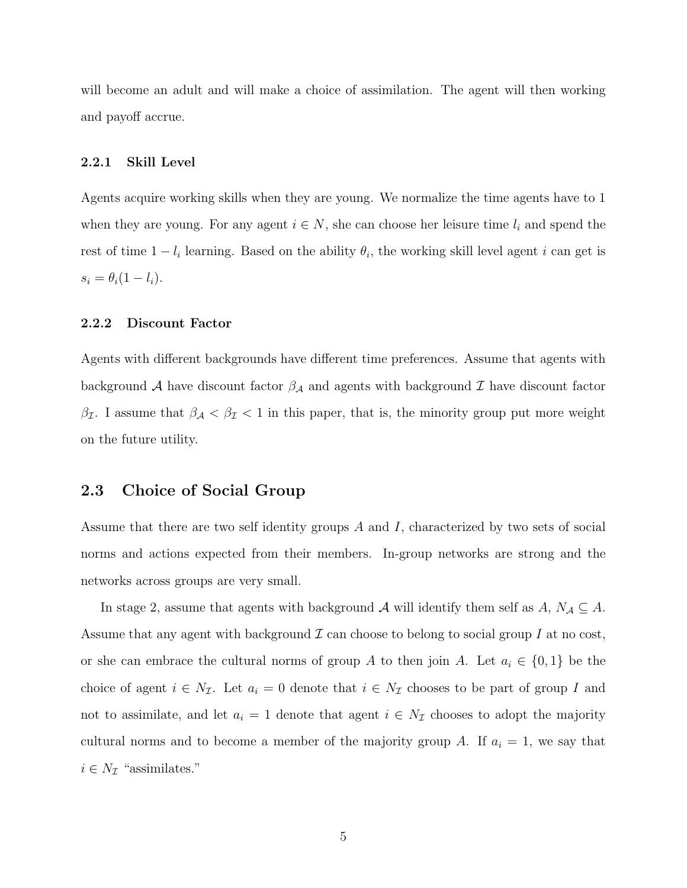will become an adult and will make a choice of assimilation. The agent will then working and payoff accrue.

#### 2.2.1 Skill Level

Agents acquire working skills when they are young. We normalize the time agents have to 1 when they are young. For any agent $i \in N$, she can choose her leisure time $l_i$ and spend the rest of time $1 - l_i$ learning. Based on the ability $\theta_i$, the working skill level agent $i$ can get is $s_i = \theta_i(1 - l_i)$.

#### 2.2.2 Discount Factor

Agents with different backgrounds have different time preferences. Assume that agents with background $\mathcal{A}$ have discount factor $\beta_{\mathcal{A}}$ and agents with background $\mathcal{I}$ have discount factor $\beta_{\mathcal{I}}$. I assume that $\beta_{\mathcal{A}} < \beta_{\mathcal{I}} < 1$ in this paper, that is, the minority group put more weight on the future utility.

### 2.3 Choice of Social Group

Assume that there are two self identity groups $A$ and $I$, characterized by two sets of social norms and actions expected from their members. In-group networks are strong and the networks across groups are very small.

In stage 2, assume that agents with background $\mathcal{A}$ will identify them self as $A$, $N_{\mathcal{A}} \subseteq A$. Assume that any agent with background $\mathcal{I}$ can choose to belong to social group $I$ at no cost, or she can embrace the cultural norms of group $A$ to then join $A$. Let $a_i \in \{0, 1\}$ be the choice of agent $i \in N_{\mathcal{I}}$. Let $a_i = 0$ denote that $i \in N_{\mathcal{I}}$ chooses to be part of group $I$ and not to assimilate, and let $a_i = 1$ denote that agent $i \in N_{\mathcal{I}}$ chooses to adopt the majority cultural norms and to become a member of the majority group $A$. If $a_i = 1$, we say that $i \in N_{\mathcal{I}}$ "assimilates."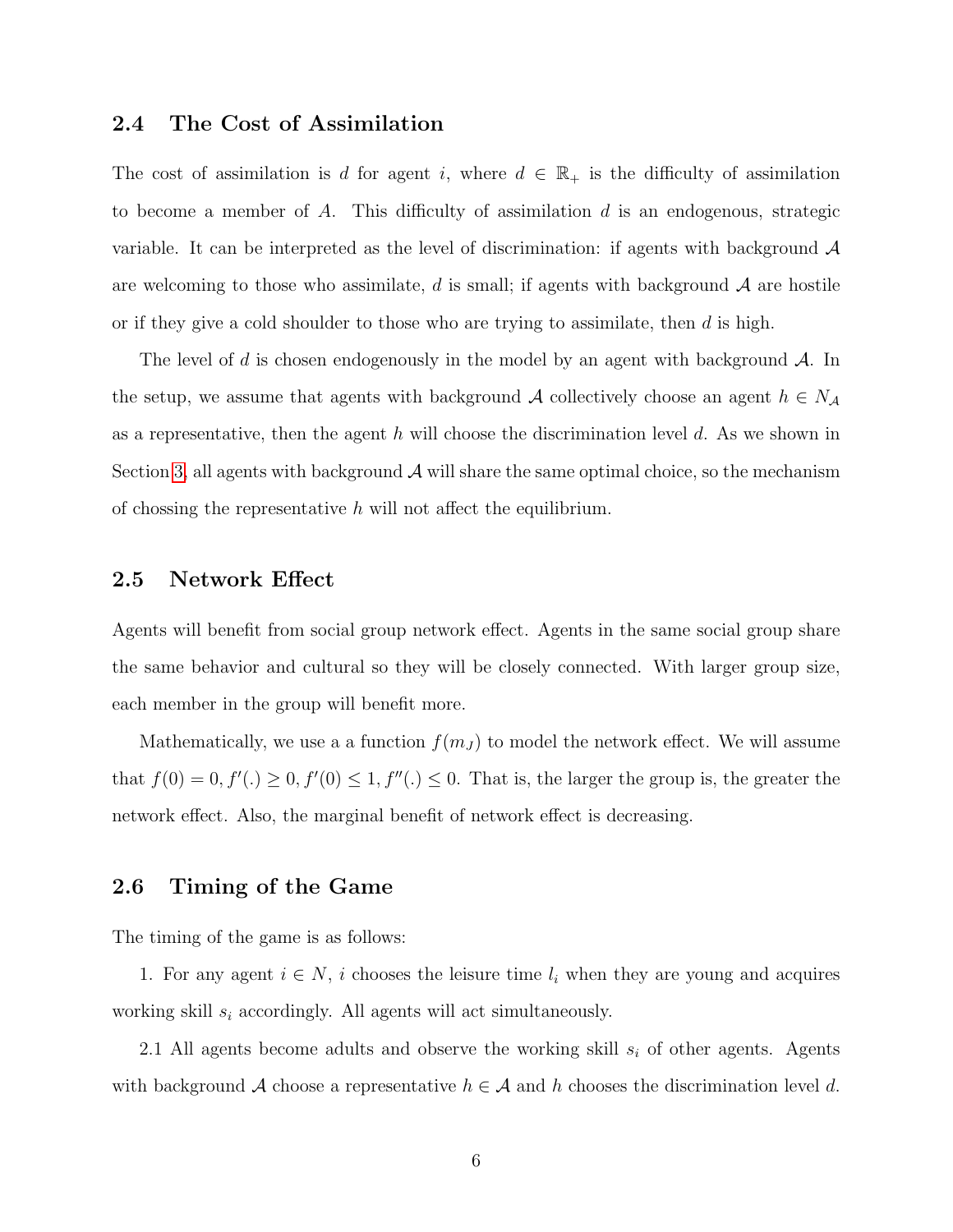### 2.4 The Cost of Assimilation

The cost of assimilation is $d$ for agent $i$, where $d \in \mathbb{R}_+$ is the difficulty of assimilation to become a member of $A$. This difficulty of assimilation $d$ is an endogenous, strategic variable. It can be interpreted as the level of discrimination: if agents with background $\mathcal{A}$ are welcoming to those who assimilate, $d$ is small; if agents with background $\mathcal{A}$ are hostile or if they give a cold shoulder to those who are trying to assimilate, then $d$ is high.

The level of $d$ is chosen endogenously in the model by an agent with background $\mathcal{A}$. In the setup, we assume that agents with background $\mathcal{A}$ collectively choose an agent $h \in N_{\mathcal{A}}$ as a representative, then the agent $h$ will choose the discrimination level $d$. As we shown in Section 3, all agents with background $\mathcal{A}$ will share the same optimal choice, so the mechanism of chossing the representative $h$ will not affect the equilibrium.

### 2.5 Network Effect

Agents will benefit from social group network effect. Agents in the same social group share the same behavior and cultural so they will be closely connected. With larger group size, each member in the group will benefit more.

Mathematically, we use a a function $f(m_J)$ to model the network effect. We will assume that $f(0) = 0, f'(.) \geq 0, f'(0) \leq 1, f''(.) \leq 0$. That is, the larger the group is, the greater the network effect. Also, the marginal benefit of network effect is decreasing.

### 2.6 Timing of the Game

The timing of the game is as follows:

1. For any agent $i \in N$, $i$ chooses the leisure time $l_i$ when they are young and acquires working skill $s_i$ accordingly. All agents will act simultaneously.

2.1 All agents become adults and observe the working skill $s_i$ of other agents. Agents with background $\mathcal{A}$ choose a representative $h \in \mathcal{A}$ and $h$ chooses the discrimination level $d$.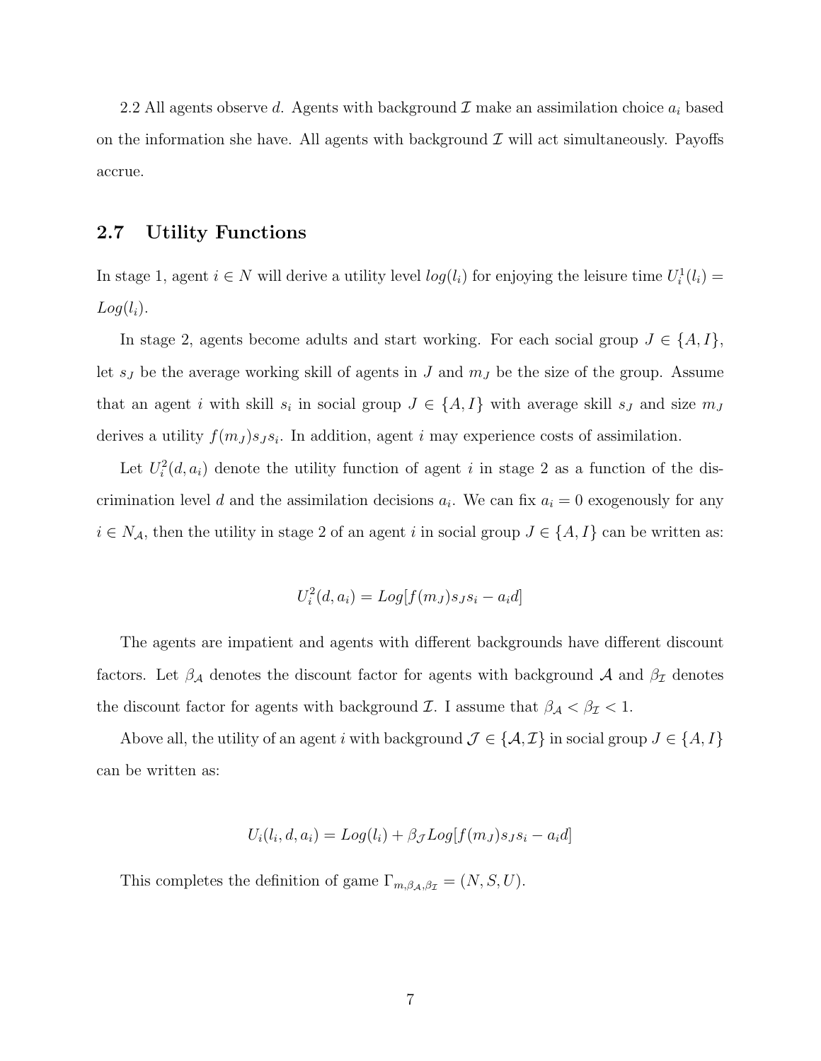2.2 All agents observe $d$. Agents with background $\mathcal{I}$ make an assimilation choice $a_i$ based on the information she have. All agents with background $\mathcal{I}$ will act simultaneously. Payoffs accrue.

## 2.7 Utility Functions

In stage 1, agent $i \in N$ will derive a utility level $log(l_i)$ for enjoying the leisure time $U_i^1(l_i) = Log(l_i)$.

In stage 2, agents become adults and start working. For each social group $J \in \{A, I\}$, let $s_J$ be the average working skill of agents in $J$ and $m_J$ be the size of the group. Assume that an agent $i$ with skill $s_i$ in social group $J \in \{A, I\}$ with average skill $s_J$ and size $m_J$ derives a utility $f(m_J)s_J s_i$. In addition, agent $i$ may experience costs of assimilation.

Let $U_i^2(d, a_i)$ denote the utility function of agent $i$ in stage 2 as a function of the discrimination level $d$ and the assimilation decisions $a_i$. We can fix $a_i = 0$ exogenously for any $i \in N_{\mathcal{A}}$, then the utility in stage 2 of an agent $i$ in social group $J \in \{A, I\}$ can be written as:

$$U_i^2(d, a_i) = Log[f(m_J)s_J s_i - a_i d]$$

The agents are impatient and agents with different backgrounds have different discount factors. Let $\beta_{\mathcal{A}}$ denotes the discount factor for agents with background $\mathcal{A}$ and $\beta_{\mathcal{I}}$ denotes the discount factor for agents with background $\mathcal{I}$. I assume that $\beta_{\mathcal{A}} < \beta_{\mathcal{I}} < 1$.

Above all, the utility of an agent $i$ with background $\mathcal{J} \in \{\mathcal{A}, \mathcal{I}\}$ in social group $J \in \{A, I\}$ can be written as:

$$U_i(l_i, d, a_i) = Log(l_i) + \beta_{\mathcal{J}} Log[f(m_J)s_J s_i - a_i d]$$

This completes the definition of game $\Gamma_{m,\beta_{\mathcal{A}},\beta_{\mathcal{I}}} = (N, S, U)$.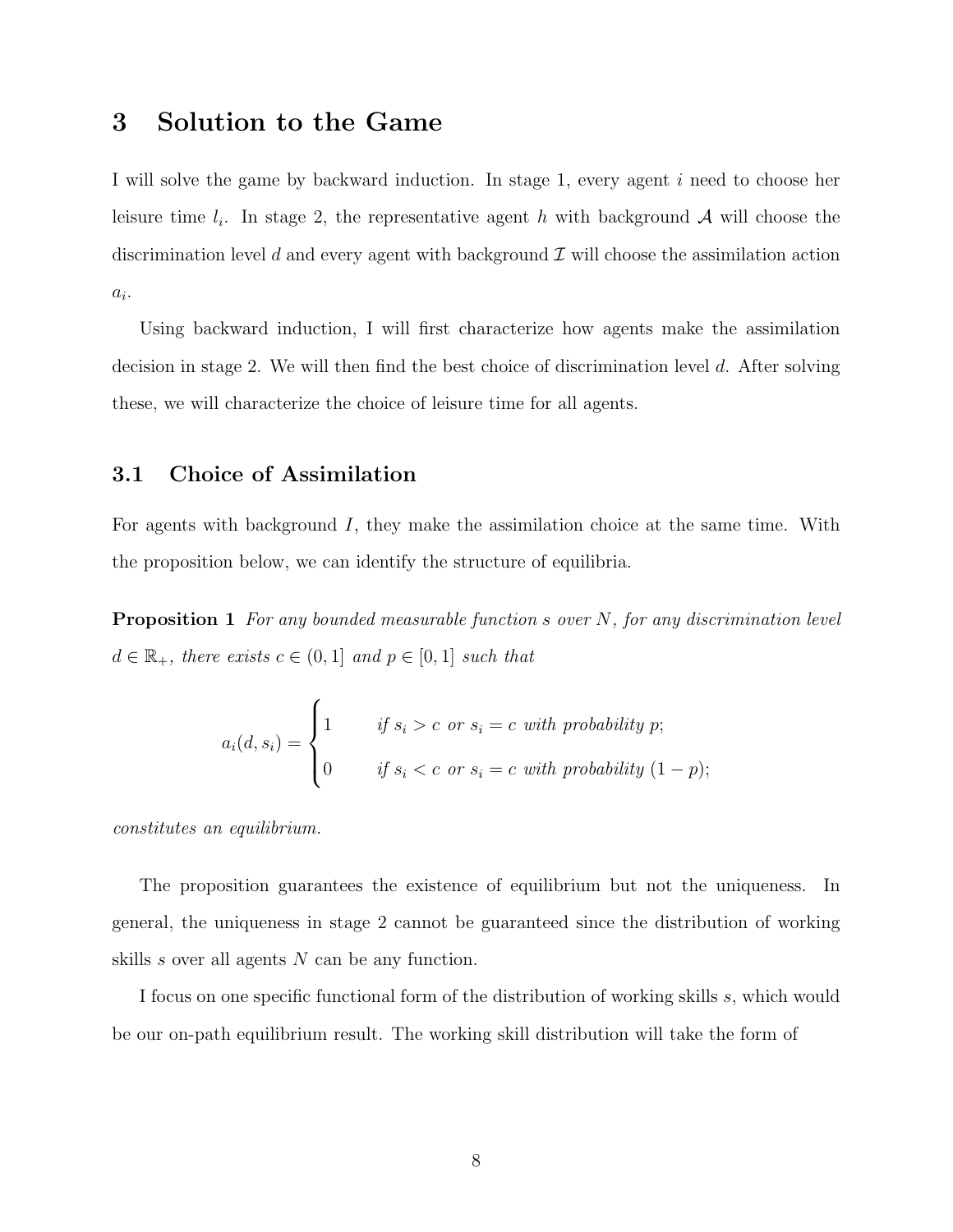## 3 Solution to the Game

I will solve the game by backward induction. In stage 1, every agent $i$ need to choose her leisure time $l_i$. In stage 2, the representative agent $h$ with background $\mathcal{A}$ will choose the discrimination level $d$ and every agent with background $\mathcal{I}$ will choose the assimilation action $a_i$.

Using backward induction, I will first characterize how agents make the assimilation decision in stage 2. We will then find the best choice of discrimination level $d$. After solving these, we will characterize the choice of leisure time for all agents.

### 3.1 Choice of Assimilation

For agents with background $I$, they make the assimilation choice at the same time. With the proposition below, we can identify the structure of equilibria.

**Proposition 1** *For any bounded measurable function $s$ over $N$, for any discrimination level $d \in \mathbb{R}_+$, there exists $c \in (0, 1]$ and $p \in [0, 1]$ such that*

$$a_i(d, s_i) = \begin{cases} 1 & \text{if } s_i > c \text{ or } s_i = c \text{ with probability } p; \\ 0 & \text{if } s_i < c \text{ or } s_i = c \text{ with probability } (1-p); \end{cases}$$

*constitutes an equilibrium.*

The proposition guarantees the existence of equilibrium but not the uniqueness. In general, the uniqueness in stage 2 cannot be guaranteed since the distribution of working skills $s$ over all agents $N$ can be any function.

I focus on one specific functional form of the distribution of working skills $s$, which would be our on-path equilibrium result. The working skill distribution will take the form of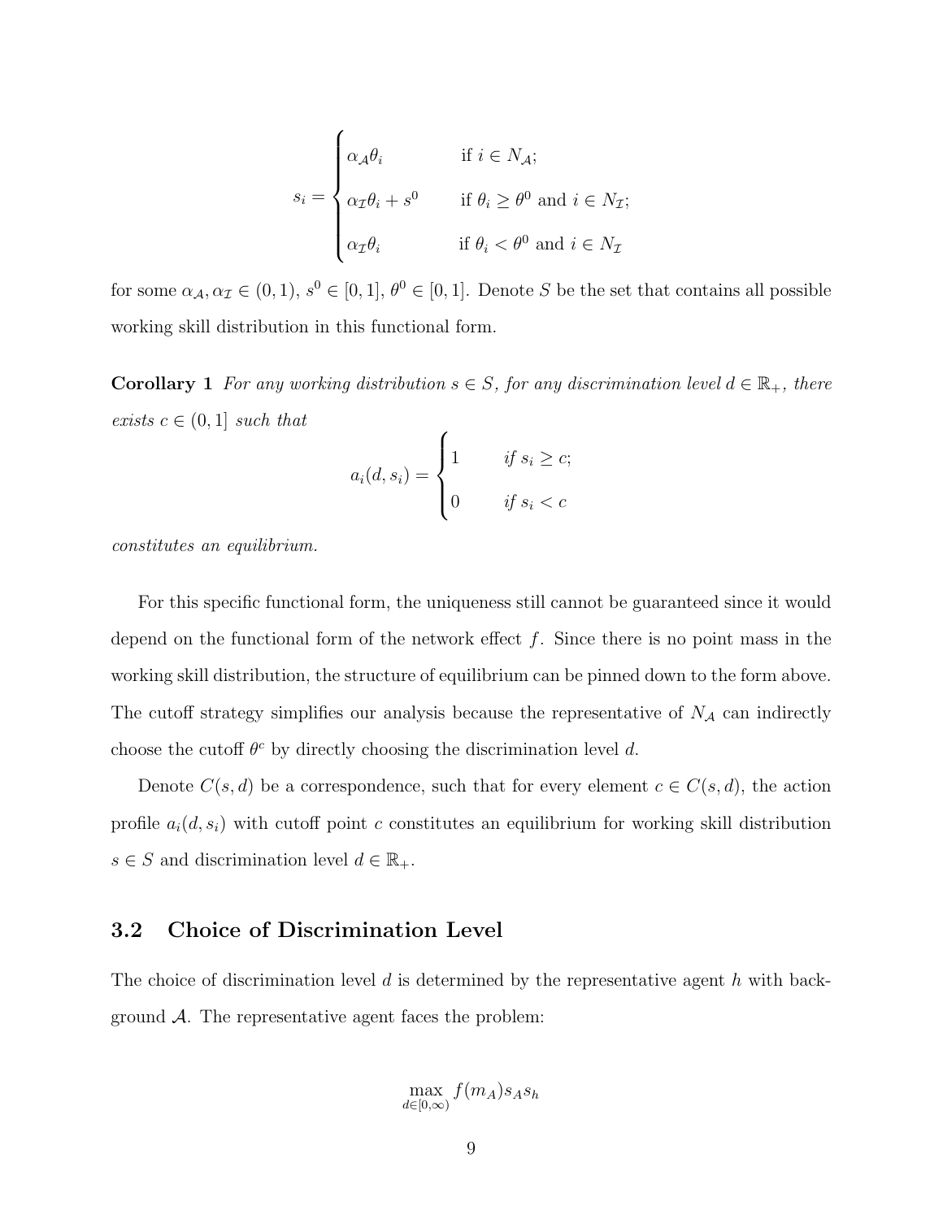$$
s_i = \begin{cases} \alpha_{\mathcal{A}}\theta_i & \text{if } i \in N_{\mathcal{A}}; \\ \alpha_{\mathcal{I}}\theta_i + s^0 & \text{if } \theta_i \geq \theta^0 \text{ and } i \in N_{\mathcal{I}}; \\ \alpha_{\mathcal{I}}\theta_i & \text{if } \theta_i < \theta^0 \text{ and } i \in N_{\mathcal{I}} \end{cases}
$$

for some $\alpha_{\mathcal{A}}, \alpha_{\mathcal{I}} \in (0,1)$, $s^0 \in [0,1]$, $\theta^0 \in [0,1]$. Denote $S$ be the set that contains all possible working skill distribution in this functional form.

**Corollary 1** *For any working distribution $s \in S$, for any discrimination level $d \in \mathbb{R}_+$, there exists $c \in (0,1]$ such that*

$$
a_i(d, s_i) = \begin{cases} 1 & \text{if } s_i \geq c; \\ 0 & \text{if } s_i < c \end{cases}
$$

*constitutes an equilibrium.*

For this specific functional form, the uniqueness still cannot be guaranteed since it would depend on the functional form of the network effect $f$. Since there is no point mass in the working skill distribution, the structure of equilibrium can be pinned down to the form above. The cutoff strategy simplifies our analysis because the representative of $N_{\mathcal{A}}$ can indirectly choose the cutoff $\theta^c$ by directly choosing the discrimination level $d$.

Denote $C(s, d)$ be a correspondence, such that for every element $c \in C(s, d)$, the action profile $a_i(d, s_i)$ with cutoff point $c$ constitutes an equilibrium for working skill distribution $s \in S$ and discrimination level $d \in \mathbb{R}_+$.

## 3.2 Choice of Discrimination Level

The choice of discrimination level $d$ is determined by the representative agent $h$ with background $\mathcal{A}$. The representative agent faces the problem:

$$
\max_{d \in [0,\infty)} f(m_A) s_A s_h
$$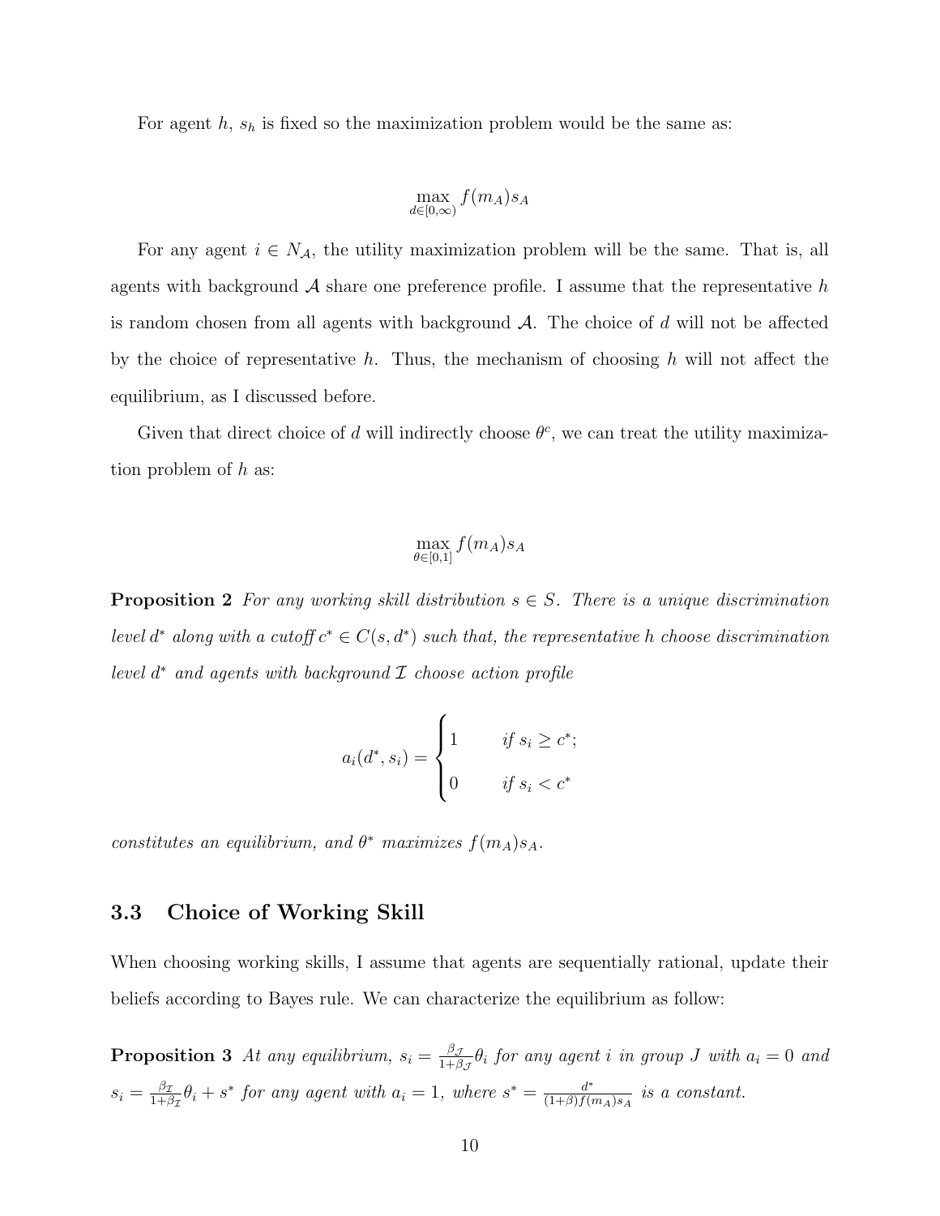For agent $h$, $s_h$ is fixed so the maximization problem would be the same as:

$$\max_{d \in [0,\infty)} f(m_A) s_A$$

For any agent $i \in N_{\mathcal{A}}$, the utility maximization problem will be the same. That is, all agents with background $\mathcal{A}$ share one preference profile. I assume that the representative $h$ is random chosen from all agents with background $\mathcal{A}$. The choice of $d$ will not be affected by the choice of representative $h$. Thus, the mechanism of choosing $h$ will not affect the equilibrium, as I discussed before.

Given that direct choice of $d$ will indirectly choose $\theta^c$, we can treat the utility maximization problem of $h$ as:

$$\max_{\theta \in [0,1]} f(m_A) s_A$$

**Proposition 2** *For any working skill distribution $s \in S$. There is a unique discrimination level $d^*$ along with a cutoff $c^* \in C(s, d^*)$ such that, the representative $h$ choose discrimination level $d^*$ and agents with background $\mathcal{I}$ choose action profile*

$$a_i(d^*, s_i) = \begin{cases} 1 & \text{if } s_i \geq c^*; \\ 0 & \text{if } s_i < c^* \end{cases}$$

*constitutes an equilibrium, and $\theta^*$ maximizes $f(m_A)s_A$.*

### 3.3 Choice of Working Skill

When choosing working skills, I assume that agents are sequentially rational, update their beliefs according to Bayes rule. We can characterize the equilibrium as follow:

**Proposition 3** *At any equilibrium, $s_i = \frac{\beta_{\mathcal{J}}}{1+\beta_{\mathcal{J}}}\theta_i$ for any agent $i$ in group $J$ with $a_i = 0$ and $s_i = \frac{\beta_{\mathcal{I}}}{1+\beta_{\mathcal{I}}}\theta_i + s^*$ for any agent with $a_i = 1$, where $s^* = \frac{d^*}{(1+\beta)f(m_A)s_A}$ is a constant.*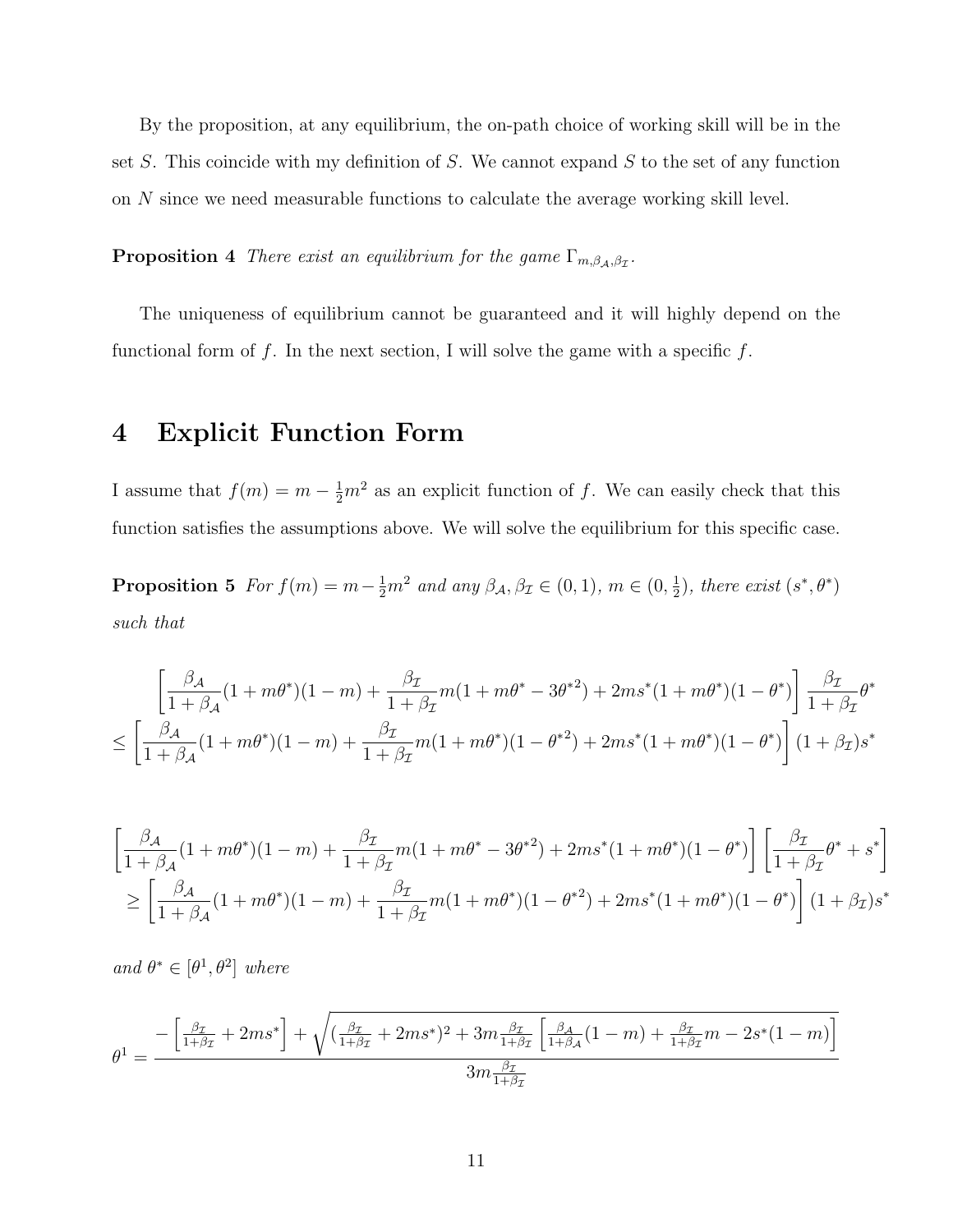By the proposition, at any equilibrium, the on-path choice of working skill will be in the set $S$. This coincide with my definition of $S$. We cannot expand $S$ to the set of any function on $N$ since we need measurable functions to calculate the average working skill level.

**Proposition 4** *There exist an equilibrium for the game* $\Gamma_{m,\beta_{\mathcal{A}},\beta_{\mathcal{I}}}$.

The uniqueness of equilibrium cannot be guaranteed and it will highly depend on the functional form of $f$. In the next section, I will solve the game with a specific $f$.

# 4 Explicit Function Form

I assume that $f(m) = m - \frac{1}{2}m^2$ as an explicit function of $f$. We can easily check that this function satisfies the assumptions above. We will solve the equilibrium for this specific case.

**Proposition 5** *For* $f(m) = m - \frac{1}{2}m^2$ *and any* $\beta_{\mathcal{A}}, \beta_{\mathcal{I}} \in (0, 1)$, $m \in (0, \frac{1}{2})$, *there exist* $(s^*, \theta^*)$ *such that*

$$\left[\frac{\beta_{\mathcal{A}}}{1+\beta_{\mathcal{A}}}(1+m\theta^*)(1-m) + \frac{\beta_{\mathcal{I}}}{1+\beta_{\mathcal{I}}}m(1+m\theta^* - 3\theta^{*2}) + 2ms^*(1+m\theta^*)(1-\theta^*)\right]\frac{\beta_{\mathcal{I}}}{1+\beta_{\mathcal{I}}}\theta^*$$
$$\leq \left[\frac{\beta_{\mathcal{A}}}{1+\beta_{\mathcal{A}}}(1+m\theta^*)(1-m) + \frac{\beta_{\mathcal{I}}}{1+\beta_{\mathcal{I}}}m(1+m\theta^*)(1-\theta^{*2}) + 2ms^*(1+m\theta^*)(1-\theta^*)\right](1+\beta_{\mathcal{I}})s^*$$

$$\left[\frac{\beta_{\mathcal{A}}}{1+\beta_{\mathcal{A}}}(1+m\theta^*)(1-m) + \frac{\beta_{\mathcal{I}}}{1+\beta_{\mathcal{I}}}m(1+m\theta^* - 3\theta^{*2}) + 2ms^*(1+m\theta^*)(1-\theta^*)\right]\left[\frac{\beta_{\mathcal{I}}}{1+\beta_{\mathcal{I}}}\theta^* + s^*\right]$$
$$\geq \left[\frac{\beta_{\mathcal{A}}}{1+\beta_{\mathcal{A}}}(1+m\theta^*)(1-m) + \frac{\beta_{\mathcal{I}}}{1+\beta_{\mathcal{I}}}m(1+m\theta^*)(1-\theta^{*2}) + 2ms^*(1+m\theta^*)(1-\theta^*)\right](1+\beta_{\mathcal{I}})s^*$$

*and* $\theta^* \in [\theta^1, \theta^2]$ *where*

$$\theta^1 = \frac{-\left[\frac{\beta_{\mathcal{I}}}{1+\beta_{\mathcal{I}}} + 2ms^*\right] + \sqrt{(\frac{\beta_{\mathcal{I}}}{1+\beta_{\mathcal{I}}} + 2ms^*)^2 + 3m\frac{\beta_{\mathcal{I}}}{1+\beta_{\mathcal{I}}}\left[\frac{\beta_{\mathcal{A}}}{1+\beta_{\mathcal{A}}}(1-m) + \frac{\beta_{\mathcal{I}}}{1+\beta_{\mathcal{I}}}m - 2s^*(1-m)\right]}}{3m\frac{\beta_{\mathcal{I}}}{1+\beta_{\mathcal{I}}}}$$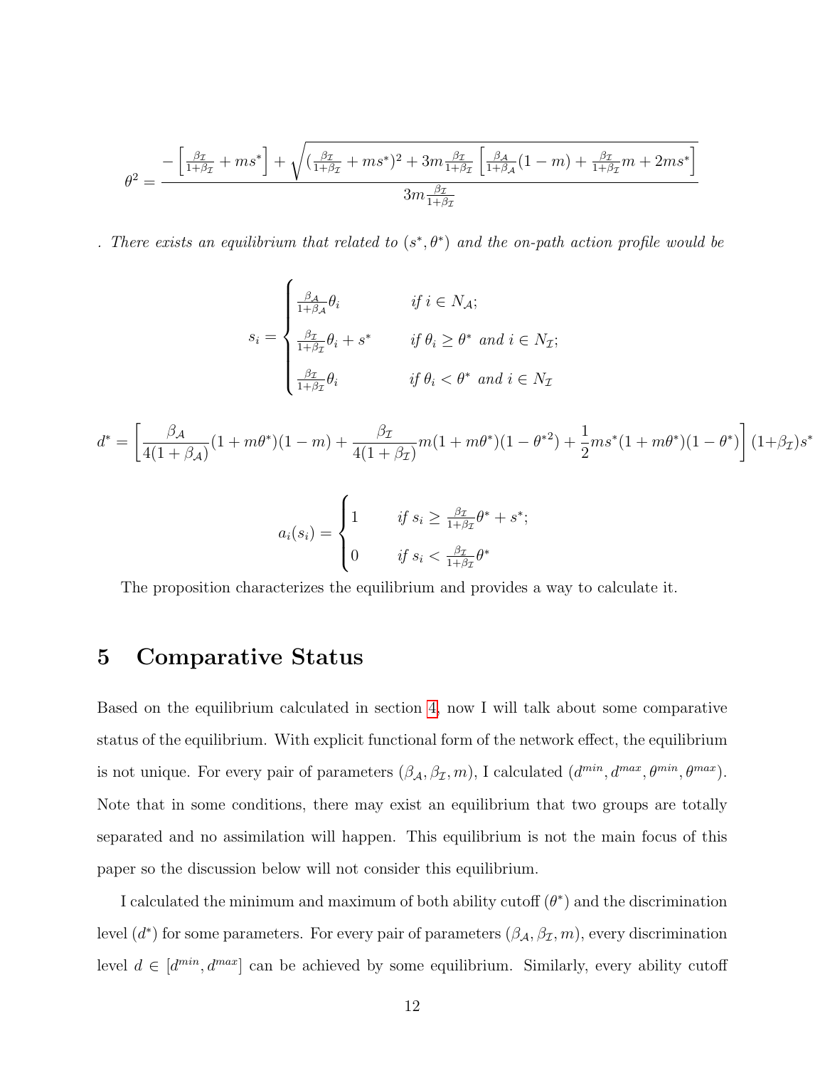$$
\theta^2 = \frac{-\left[\frac{\beta_{\mathcal{I}}}{1+\beta_{\mathcal{I}}} + ms^*\right] + \sqrt{(\frac{\beta_{\mathcal{I}}}{1+\beta_{\mathcal{I}}} + ms^*)^2 + 3m\frac{\beta_{\mathcal{I}}}{1+\beta_{\mathcal{I}}}\left[\frac{\beta_{\mathcal{A}}}{1+\beta_{\mathcal{A}}}(1-m) + \frac{\beta_{\mathcal{I}}}{1+\beta_{\mathcal{I}}}m + 2ms^*\right]}}{3m\frac{\beta_{\mathcal{I}}}{1+\beta_{\mathcal{I}}}}
$$

*. There exists an equilibrium that related to $(s^*, \theta^*)$ and the on-path action profile would be*

$$
s_i = \begin{cases} \frac{\beta_{\mathcal{A}}}{1+\beta_{\mathcal{A}}}\theta_i & \text{if } i \in N_{\mathcal{A}}; \\ \frac{\beta_{\mathcal{I}}}{1+\beta_{\mathcal{I}}}\theta_i + s^* & \text{if } \theta_i \geq \theta^* \text{ and } i \in N_{\mathcal{I}}; \\ \frac{\beta_{\mathcal{I}}}{1+\beta_{\mathcal{I}}}\theta_i & \text{if } \theta_i < \theta^* \text{ and } i \in N_{\mathcal{I}} \end{cases}
$$

$$
d^* = \left[\frac{\beta_{\mathcal{A}}}{4(1+\beta_{\mathcal{A}})}(1+m\theta^*)(1-m) + \frac{\beta_{\mathcal{I}}}{4(1+\beta_{\mathcal{I}})}m(1+m\theta^*)(1-\theta^{*2}) + \frac{1}{2}ms^*(1+m\theta^*)(1-\theta^*)\right](1+\beta_{\mathcal{I}})s^*
$$

$$
a_i(s_i) = \begin{cases} 1 & \text{if } s_i \geq \frac{\beta_{\mathcal{I}}}{1+\beta_{\mathcal{I}}}\theta^* + s^*; \\ 0 & \text{if } s_i < \frac{\beta_{\mathcal{I}}}{1+\beta_{\mathcal{I}}}\theta^* \end{cases}
$$

The proposition characterizes the equilibrium and provides a way to calculate it.

# 5 Comparative Status

Based on the equilibrium calculated in section 4, now I will talk about some comparative status of the equilibrium. With explicit functional form of the network effect, the equilibrium is not unique. For every pair of parameters $(\beta_{\mathcal{A}}, \beta_{\mathcal{I}}, m)$, I calculated $(d^{min}, d^{max}, \theta^{min}, \theta^{max})$. Note that in some conditions, there may exist an equilibrium that two groups are totally separated and no assimilation will happen. This equilibrium is not the main focus of this paper so the discussion below will not consider this equilibrium.

I calculated the minimum and maximum of both ability cutoff ($\theta^*$) and the discrimination level ($d^*$) for some parameters. For every pair of parameters $(\beta_{\mathcal{A}}, \beta_{\mathcal{I}}, m)$, every discrimination level $d \in [d^{min}, d^{max}]$ can be achieved by some equilibrium. Similarly, every ability cutoff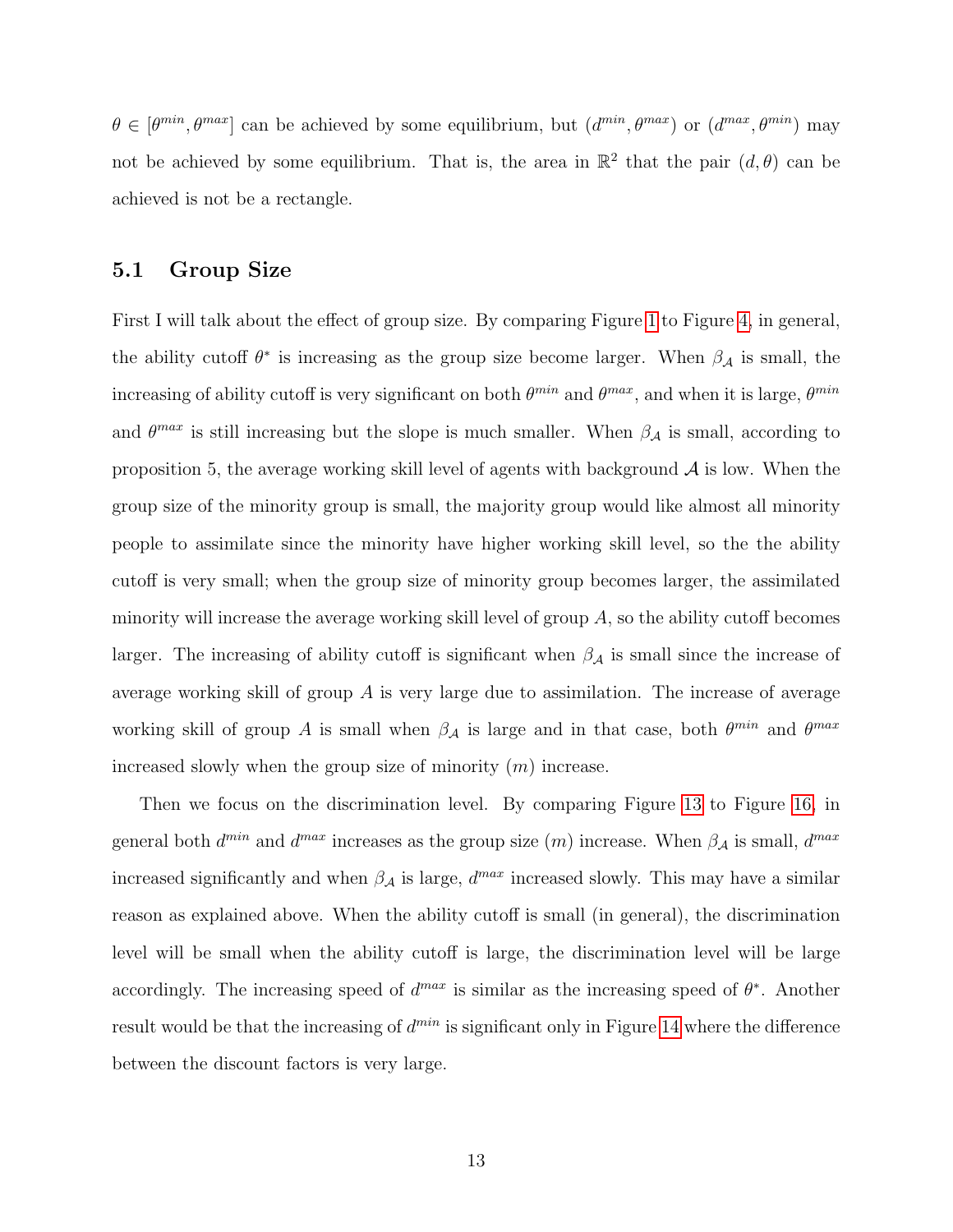$\theta \in [\theta^{min}, \theta^{max}]$ can be achieved by some equilibrium, but $(d^{min}, \theta^{max})$ or $(d^{max}, \theta^{min})$ may not be achieved by some equilibrium. That is, the area in $\mathbb{R}^2$ that the pair $(d, \theta)$ can be achieved is not be a rectangle.

## 5.1 Group Size

First I will talk about the effect of group size. By comparing Figure 1 to Figure 4, in general, the ability cutoff $\theta^*$ is increasing as the group size become larger. When $\beta_{\mathcal{A}}$ is small, the increasing of ability cutoff is very significant on both $\theta^{min}$ and $\theta^{max}$, and when it is large, $\theta^{min}$ and $\theta^{max}$ is still increasing but the slope is much smaller. When $\beta_{\mathcal{A}}$ is small, according to proposition 5, the average working skill level of agents with background $\mathcal{A}$ is low. When the group size of the minority group is small, the majority group would like almost all minority people to assimilate since the minority have higher working skill level, so the the ability cutoff is very small; when the group size of minority group becomes larger, the assimilated minority will increase the average working skill level of group $A$, so the ability cutoff becomes larger. The increasing of ability cutoff is significant when $\beta_{\mathcal{A}}$ is small since the increase of average working skill of group $A$ is very large due to assimilation. The increase of average working skill of group $A$ is small when $\beta_{\mathcal{A}}$ is large and in that case, both $\theta^{min}$ and $\theta^{max}$ increased slowly when the group size of minority $(m)$ increase.

Then we focus on the discrimination level. By comparing Figure 13 to Figure 16, in general both $d^{min}$ and $d^{max}$ increases as the group size $(m)$ increase. When $\beta_{\mathcal{A}}$ is small, $d^{max}$ increased significantly and when $\beta_{\mathcal{A}}$ is large, $d^{max}$ increased slowly. This may have a similar reason as explained above. When the ability cutoff is small (in general), the discrimination level will be small when the ability cutoff is large, the discrimination level will be large accordingly. The increasing speed of $d^{max}$ is similar as the increasing speed of $\theta^*$. Another result would be that the increasing of $d^{min}$ is significant only in Figure 14 where the difference between the discount factors is very large.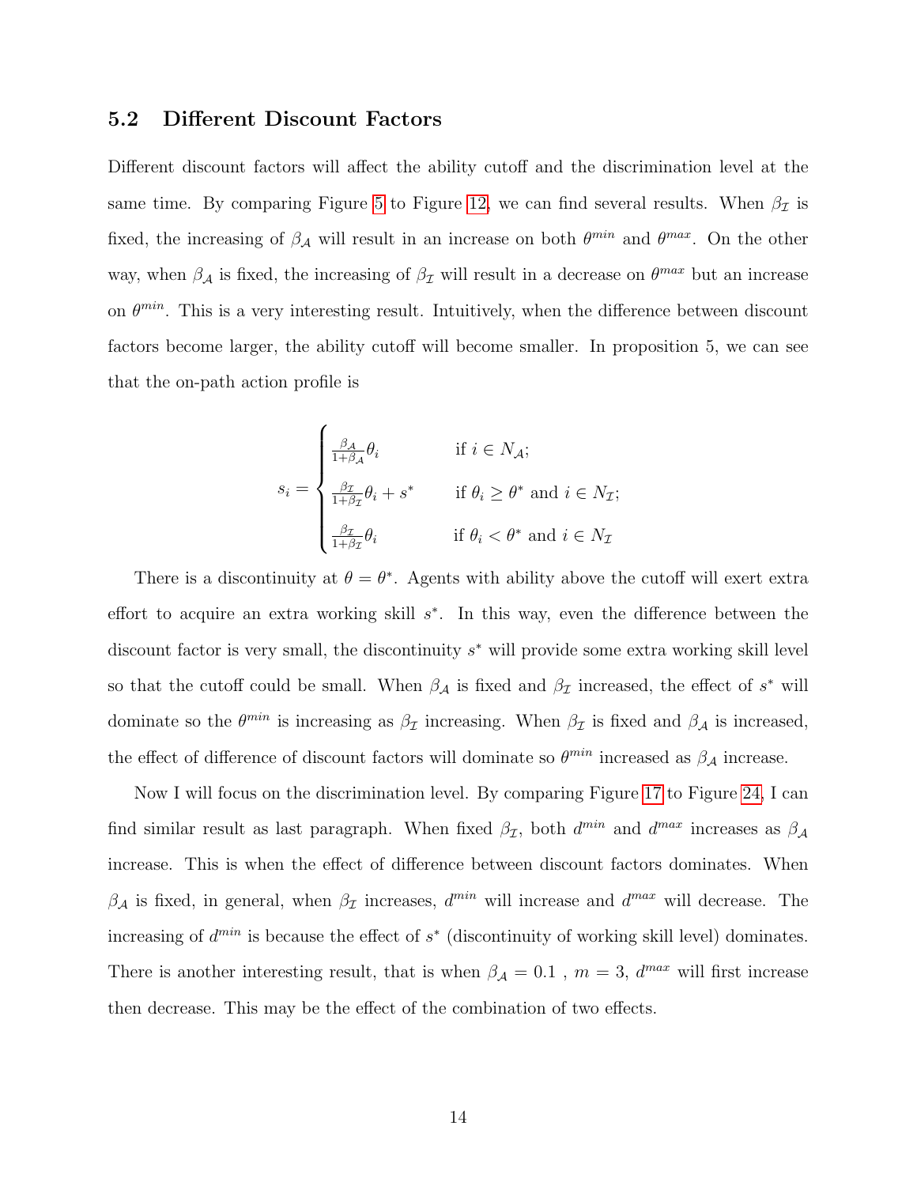## 5.2 Different Discount Factors

Different discount factors will affect the ability cutoff and the discrimination level at the same time. By comparing Figure 5 to Figure 12, we can find several results. When $\beta_{\mathcal{I}}$ is fixed, the increasing of $\beta_{\mathcal{A}}$ will result in an increase on both $\theta^{min}$ and $\theta^{max}$. On the other way, when $\beta_{\mathcal{A}}$ is fixed, the increasing of $\beta_{\mathcal{I}}$ will result in a decrease on $\theta^{max}$ but an increase on $\theta^{min}$. This is a very interesting result. Intuitively, when the difference between discount factors become larger, the ability cutoff will become smaller. In proposition 5, we can see that the on-path action profile is

$$s_i = \begin{cases} \frac{\beta_{\mathcal{A}}}{1+\beta_{\mathcal{A}}}\theta_i & \text{if } i \in N_{\mathcal{A}}; \\ \frac{\beta_{\mathcal{I}}}{1+\beta_{\mathcal{I}}}\theta_i + s^* & \text{if } \theta_i \geq \theta^* \text{ and } i \in N_{\mathcal{I}}; \\ \frac{\beta_{\mathcal{I}}}{1+\beta_{\mathcal{I}}}\theta_i & \text{if } \theta_i < \theta^* \text{ and } i \in N_{\mathcal{I}} \end{cases}$$

There is a discontinuity at $\theta = \theta^*$. Agents with ability above the cutoff will exert extra effort to acquire an extra working skill $s^*$. In this way, even the difference between the discount factor is very small, the discontinuity $s^*$ will provide some extra working skill level so that the cutoff could be small. When $\beta_{\mathcal{A}}$ is fixed and $\beta_{\mathcal{I}}$ increased, the effect of $s^*$ will dominate so the $\theta^{min}$ is increasing as $\beta_{\mathcal{I}}$ increasing. When $\beta_{\mathcal{I}}$ is fixed and $\beta_{\mathcal{A}}$ is increased, the effect of difference of discount factors will dominate so $\theta^{min}$ increased as $\beta_{\mathcal{A}}$ increase.

Now I will focus on the discrimination level. By comparing Figure 17 to Figure 24, I can find similar result as last paragraph. When fixed $\beta_{\mathcal{I}}$, both $d^{min}$ and $d^{max}$ increases as $\beta_{\mathcal{A}}$ increase. This is when the effect of difference between discount factors dominates. When $\beta_{\mathcal{A}}$ is fixed, in general, when $\beta_{\mathcal{I}}$ increases, $d^{min}$ will increase and $d^{max}$ will decrease. The increasing of $d^{min}$ is because the effect of $s^*$ (discontinuity of working skill level) dominates. There is another interesting result, that is when $\beta_{\mathcal{A}} = 0.1$ , $m = 3$, $d^{max}$ will first increase then decrease. This may be the effect of the combination of two effects.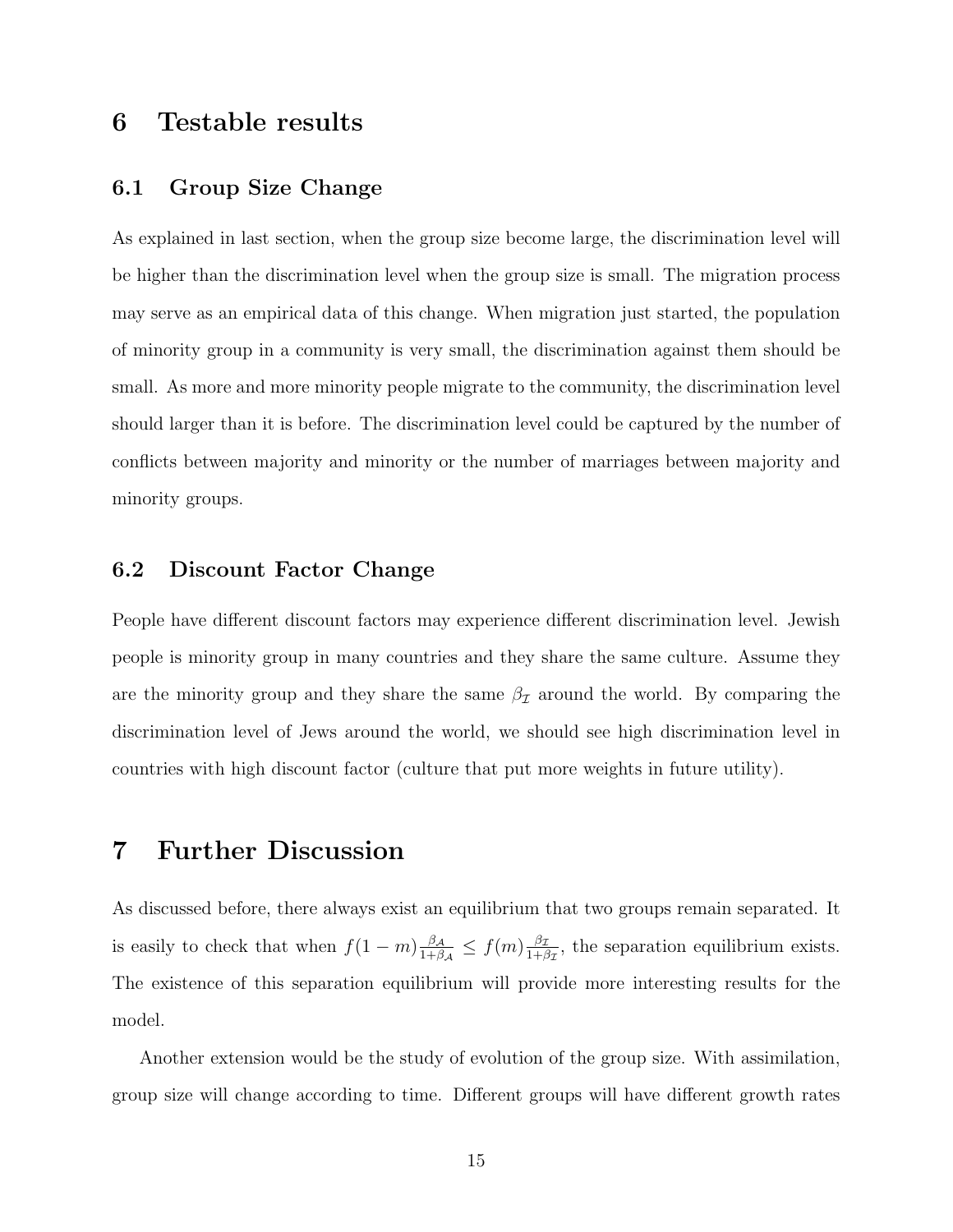# 6 Testable results

## 6.1 Group Size Change

As explained in last section, when the group size become large, the discrimination level will be higher than the discrimination level when the group size is small. The migration process may serve as an empirical data of this change. When migration just started, the population of minority group in a community is very small, the discrimination against them should be small. As more and more minority people migrate to the community, the discrimination level should larger than it is before. The discrimination level could be captured by the number of conflicts between majority and minority or the number of marriages between majority and minority groups.

## 6.2 Discount Factor Change

People have different discount factors may experience different discrimination level. Jewish people is minority group in many countries and they share the same culture. Assume they are the minority group and they share the same $\beta_{\mathcal{I}}$ around the world. By comparing the discrimination level of Jews around the world, we should see high discrimination level in countries with high discount factor (culture that put more weights in future utility).

# 7 Further Discussion

As discussed before, there always exist an equilibrium that two groups remain separated. It is easily to check that when $f(1-m)\frac{\beta_{\mathcal{A}}}{1+\beta_{\mathcal{A}}} \leq f(m)\frac{\beta_{\mathcal{I}}}{1+\beta_{\mathcal{I}}}$, the separation equilibrium exists. The existence of this separation equilibrium will provide more interesting results for the model.

Another extension would be the study of evolution of the group size. With assimilation, group size will change according to time. Different groups will have different growth rates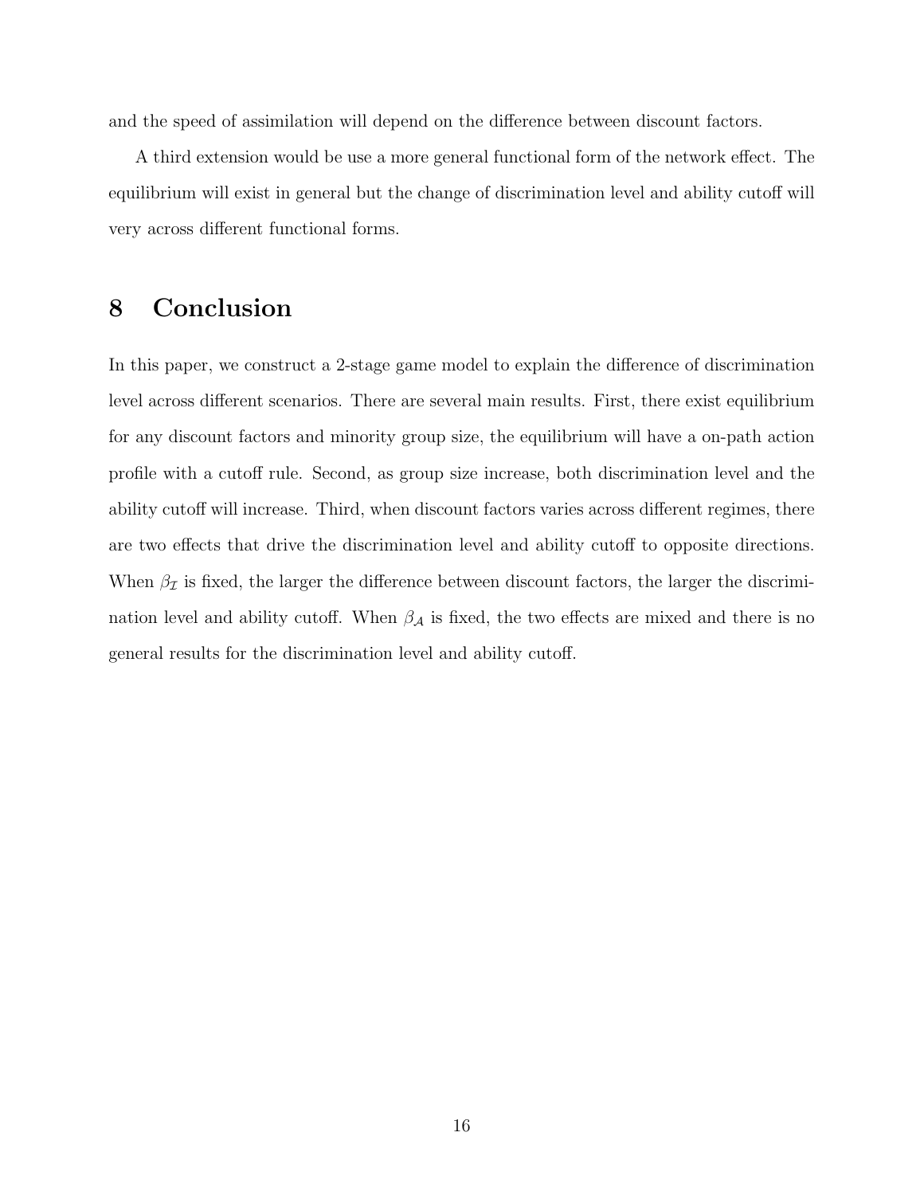and the speed of assimilation will depend on the difference between discount factors.

A third extension would be use a more general functional form of the network effect. The equilibrium will exist in general but the change of discrimination level and ability cutoff will very across different functional forms.

# 8 Conclusion

In this paper, we construct a 2-stage game model to explain the difference of discrimination level across different scenarios. There are several main results. First, there exist equilibrium for any discount factors and minority group size, the equilibrium will have a on-path action profile with a cutoff rule. Second, as group size increase, both discrimination level and the ability cutoff will increase. Third, when discount factors varies across different regimes, there are two effects that drive the discrimination level and ability cutoff to opposite directions. When $\beta_{\mathcal{I}}$ is fixed, the larger the difference between discount factors, the larger the discrimination level and ability cutoff. When $\beta_{\mathcal{A}}$ is fixed, the two effects are mixed and there is no general results for the discrimination level and ability cutoff.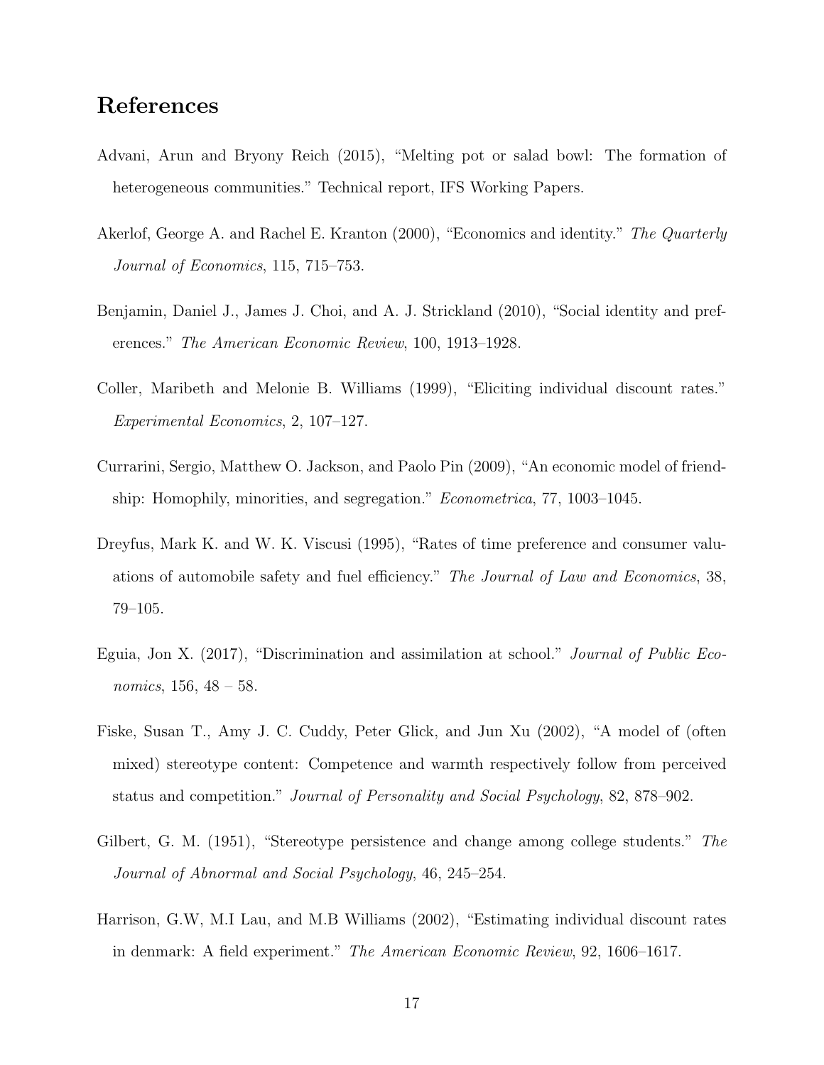# References

Advani, Arun and Bryony Reich (2015), "Melting pot or salad bowl: The formation of heterogeneous communities." Technical report, IFS Working Papers.

Akerlof, George A. and Rachel E. Kranton (2000), "Economics and identity." *The Quarterly Journal of Economics*, 115, 715–753.

Benjamin, Daniel J., James J. Choi, and A. J. Strickland (2010), "Social identity and preferences." *The American Economic Review*, 100, 1913–1928.

Coller, Maribeth and Melonie B. Williams (1999), "Eliciting individual discount rates." *Experimental Economics*, 2, 107–127.

Currarini, Sergio, Matthew O. Jackson, and Paolo Pin (2009), "An economic model of friendship: Homophily, minorities, and segregation." *Econometrica*, 77, 1003–1045.

Dreyfus, Mark K. and W. K. Viscusi (1995), "Rates of time preference and consumer valuations of automobile safety and fuel efficiency." *The Journal of Law and Economics*, 38, 79–105.

Eguia, Jon X. (2017), "Discrimination and assimilation at school." *Journal of Public Economics*, 156, 48 – 58.

Fiske, Susan T., Amy J. C. Cuddy, Peter Glick, and Jun Xu (2002), "A model of (often mixed) stereotype content: Competence and warmth respectively follow from perceived status and competition." *Journal of Personality and Social Psychology*, 82, 878–902.

Gilbert, G. M. (1951), "Stereotype persistence and change among college students." *The Journal of Abnormal and Social Psychology*, 46, 245–254.

Harrison, G.W, M.I Lau, and M.B Williams (2002), "Estimating individual discount rates in denmark: A field experiment." *The American Economic Review*, 92, 1606–1617.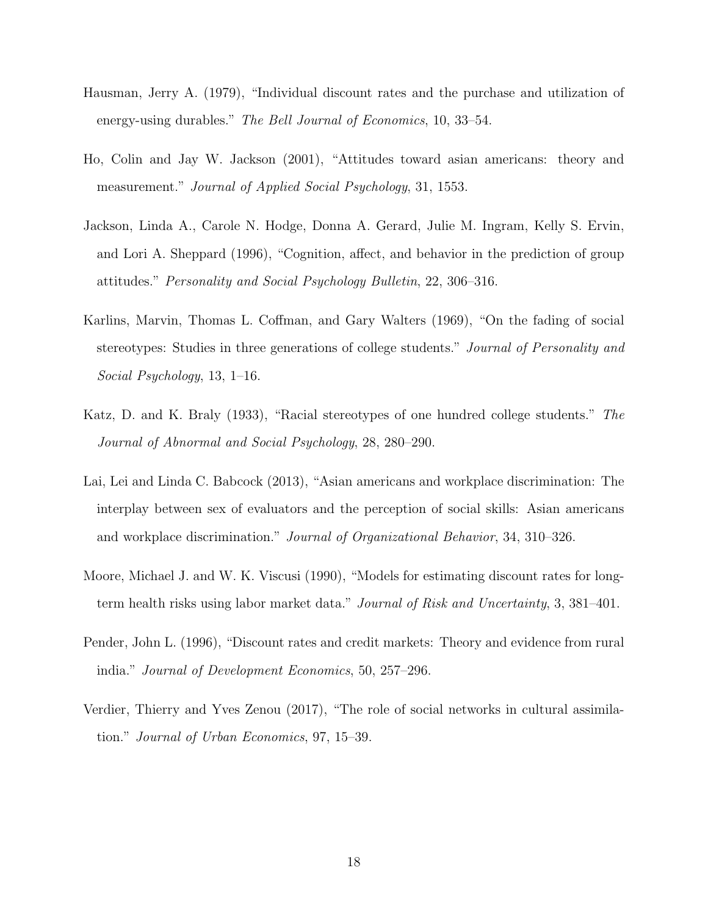Hausman, Jerry A. (1979), "Individual discount rates and the purchase and utilization of energy-using durables." *The Bell Journal of Economics*, 10, 33–54.

Ho, Colin and Jay W. Jackson (2001), "Attitudes toward asian americans: theory and measurement." *Journal of Applied Social Psychology*, 31, 1553.

Jackson, Linda A., Carole N. Hodge, Donna A. Gerard, Julie M. Ingram, Kelly S. Ervin, and Lori A. Sheppard (1996), "Cognition, affect, and behavior in the prediction of group attitudes." *Personality and Social Psychology Bulletin*, 22, 306–316.

Karlins, Marvin, Thomas L. Coffman, and Gary Walters (1969), "On the fading of social stereotypes: Studies in three generations of college students." *Journal of Personality and Social Psychology*, 13, 1–16.

Katz, D. and K. Braly (1933), "Racial stereotypes of one hundred college students." *The Journal of Abnormal and Social Psychology*, 28, 280–290.

Lai, Lei and Linda C. Babcock (2013), "Asian americans and workplace discrimination: The interplay between sex of evaluators and the perception of social skills: Asian americans and workplace discrimination." *Journal of Organizational Behavior*, 34, 310–326.

Moore, Michael J. and W. K. Viscusi (1990), "Models for estimating discount rates for long-term health risks using labor market data." *Journal of Risk and Uncertainty*, 3, 381–401.

Pender, John L. (1996), "Discount rates and credit markets: Theory and evidence from rural india." *Journal of Development Economics*, 50, 257–296.

Verdier, Thierry and Yves Zenou (2017), "The role of social networks in cultural assimilation." *Journal of Urban Economics*, 97, 15–39.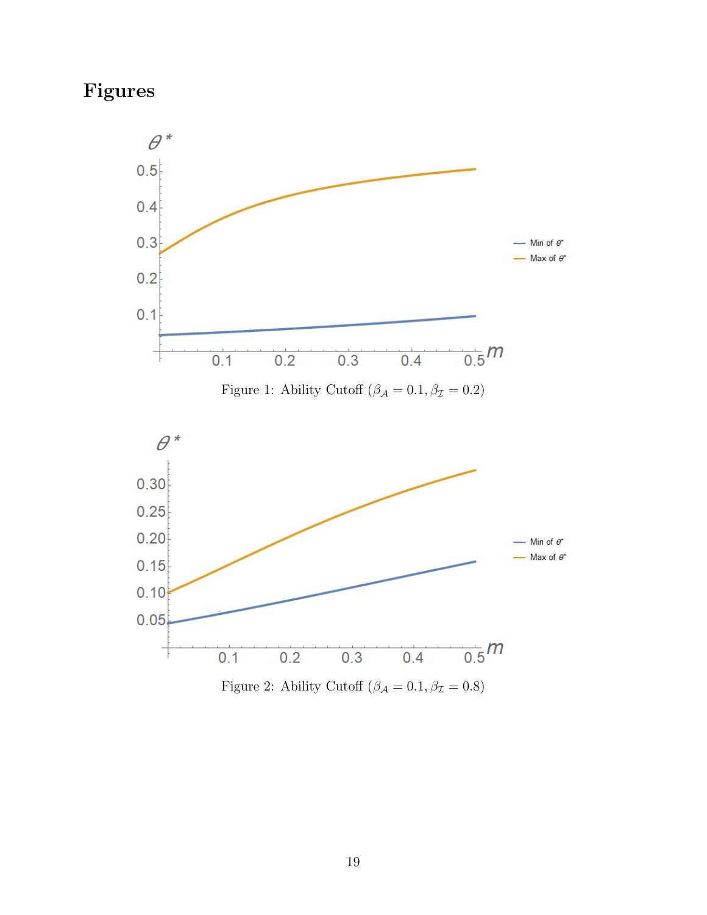# Figures

Figure 1: Ability Cutoff ($\beta_{\mathcal{A}} = 0.1, \beta_{\mathcal{I}} = 0.2$)

Figure 2: Ability Cutoff ($\beta_{\mathcal{A}} = 0.1, \beta_{\mathcal{I}} = 0.8$)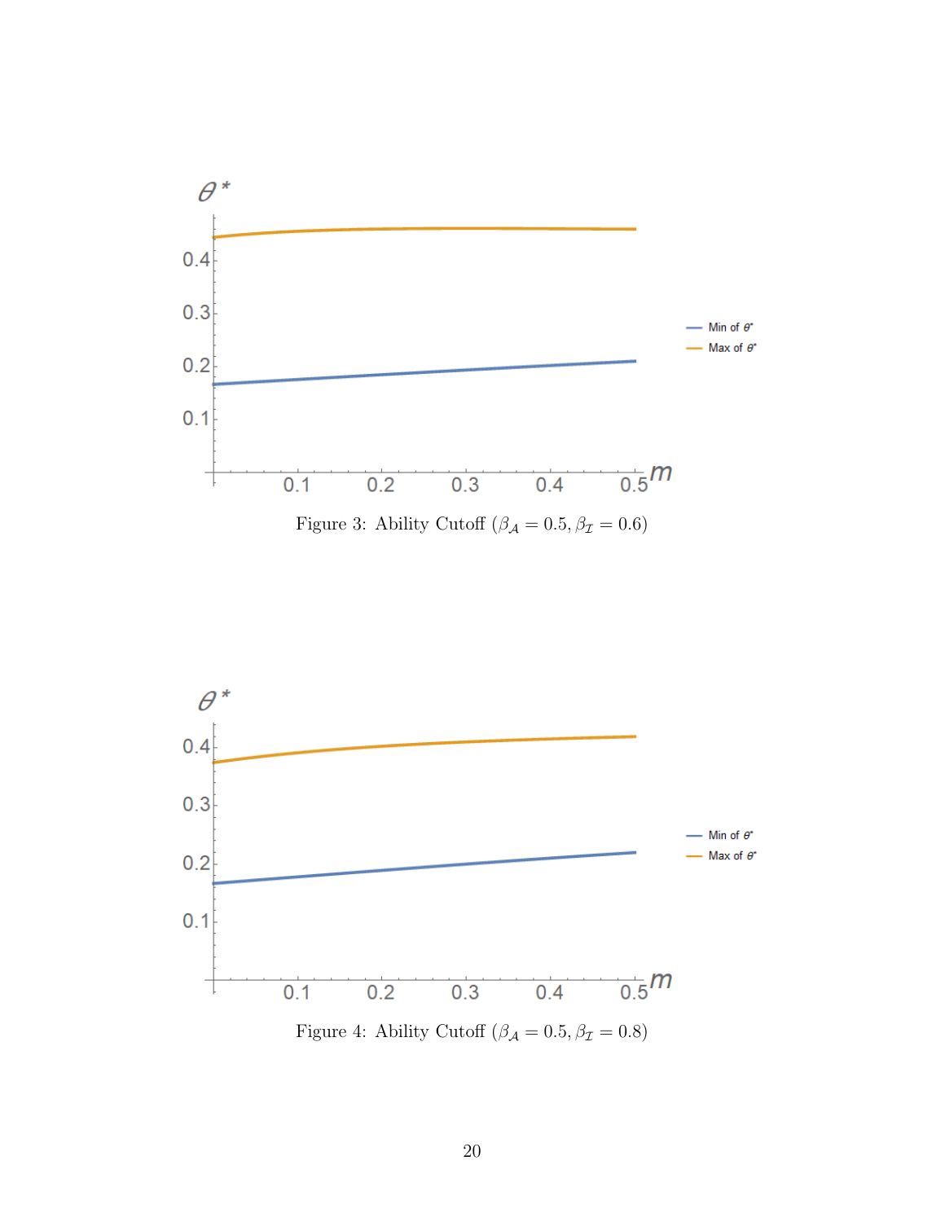Figure 3: Ability Cutoff ($\beta_{\mathcal{A}} = 0.5, \beta_{\mathcal{I}} = 0.6$)

Figure 4: Ability Cutoff ($\beta_{\mathcal{A}} = 0.5, \beta_{\mathcal{I}} = 0.8$)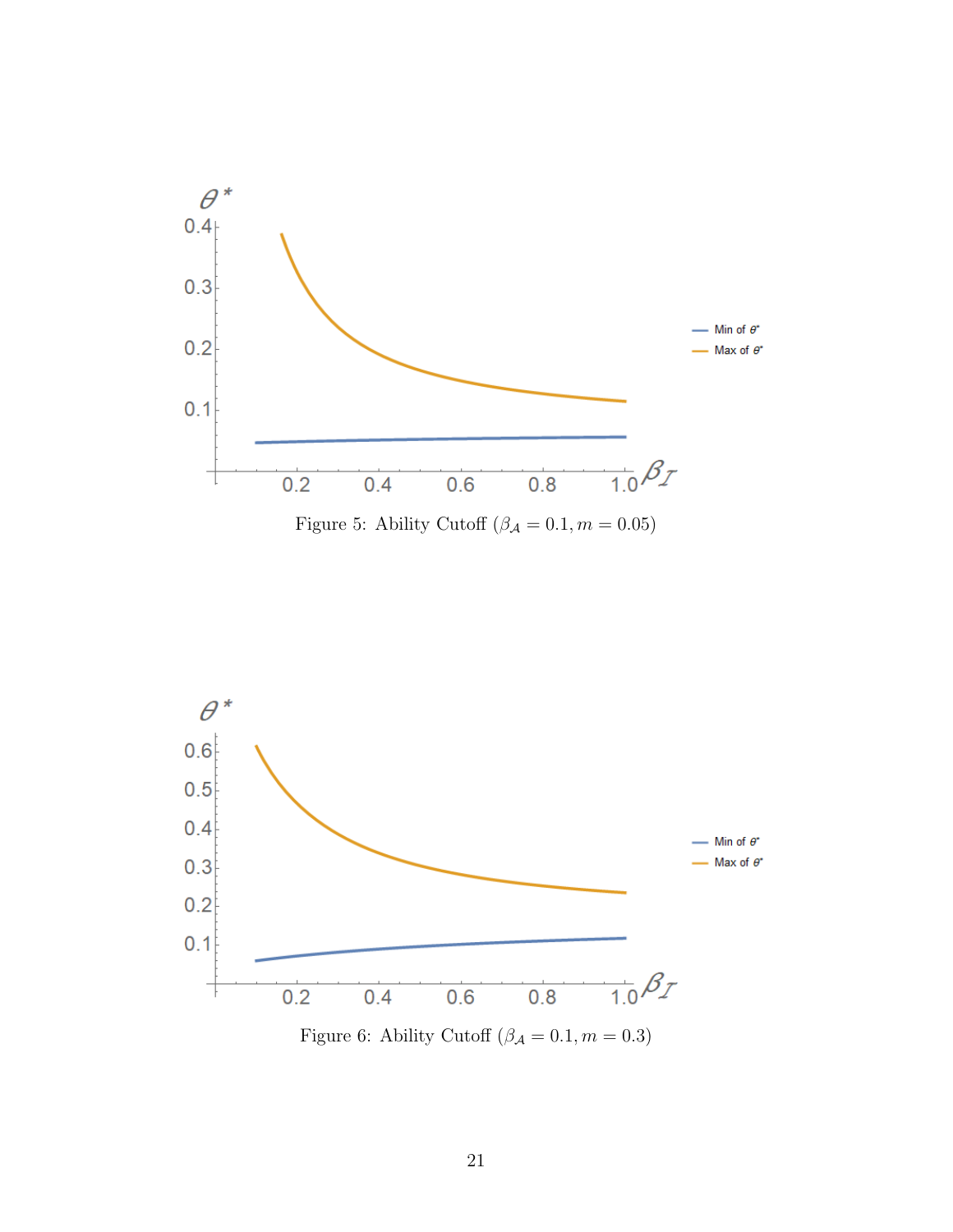Figure 5: Ability Cutoff ($\beta_{\mathcal{A}} = 0.1, m = 0.05$)

Figure 6: Ability Cutoff ($\beta_{\mathcal{A}} = 0.1, m = 0.3$)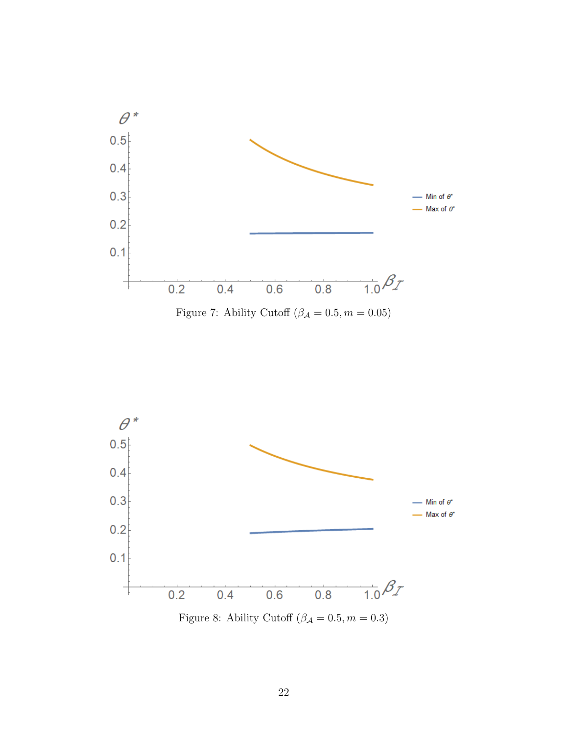Figure 7: Ability Cutoff ($\beta_{\mathcal{A}} = 0.5, m = 0.05$)

Figure 8: Ability Cutoff ($\beta_{\mathcal{A}} = 0.5, m = 0.3$)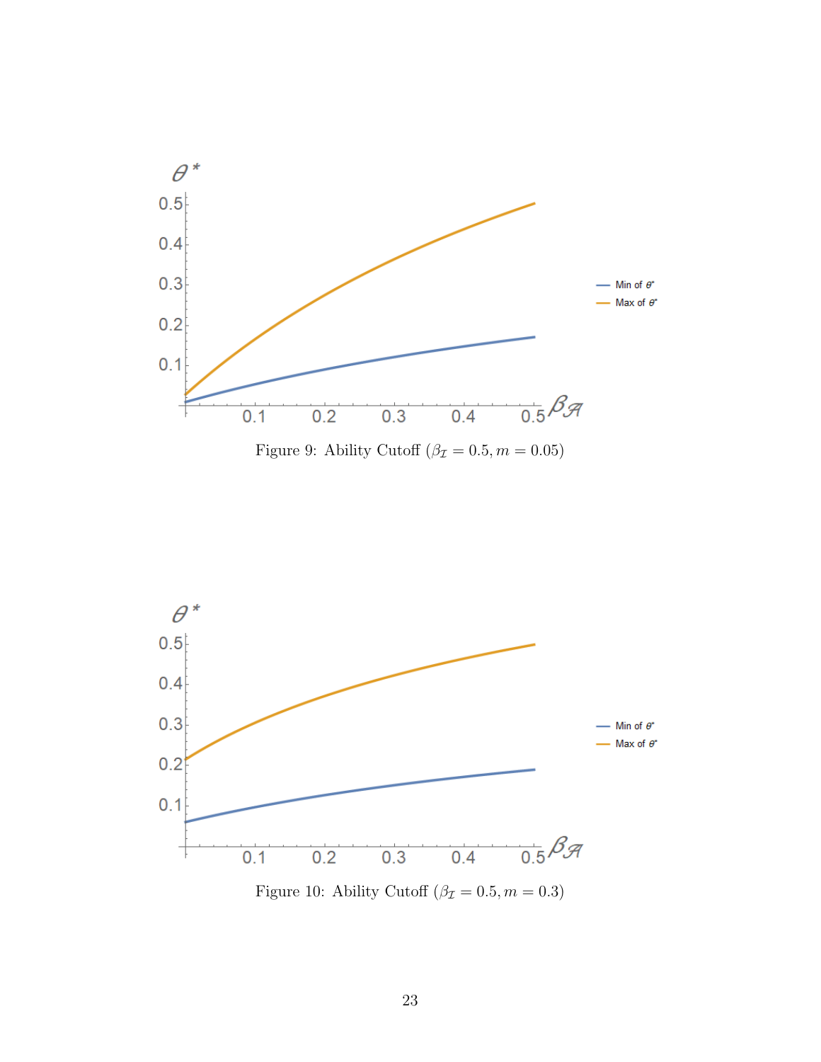Figure 9: Ability Cutoff ($\beta_{\mathcal{I}} = 0.5, m = 0.05$)

Figure 10: Ability Cutoff ($\beta_{\mathcal{I}} = 0.5, m = 0.3$)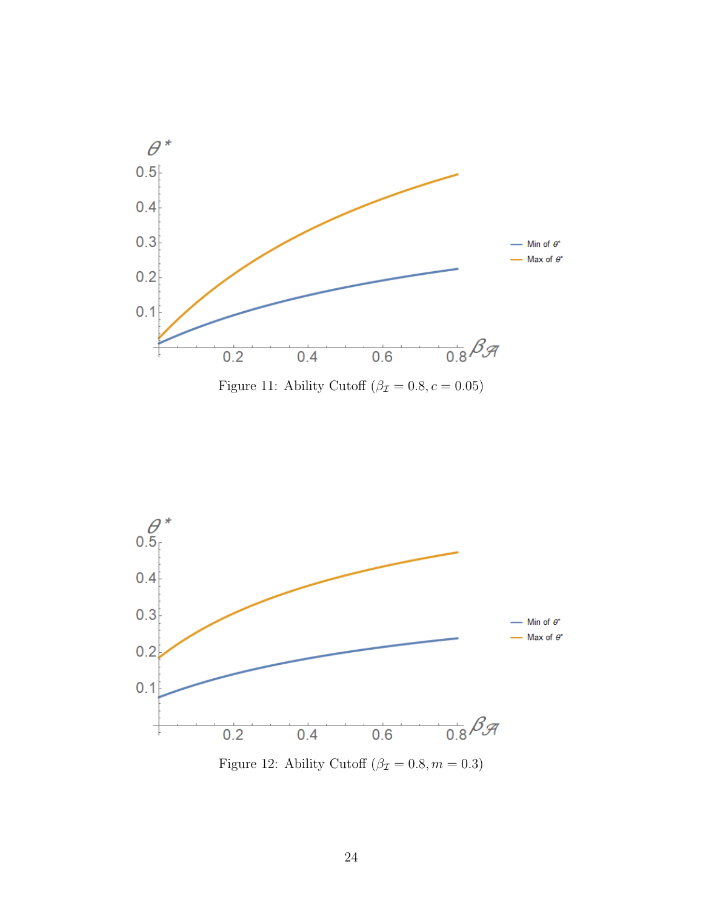Figure 11: Ability Cutoff ($\beta_{\mathcal{I}} = 0.8, c = 0.05$)

Figure 12: Ability Cutoff ($\beta_{\mathcal{I}} = 0.8, m = 0.3$)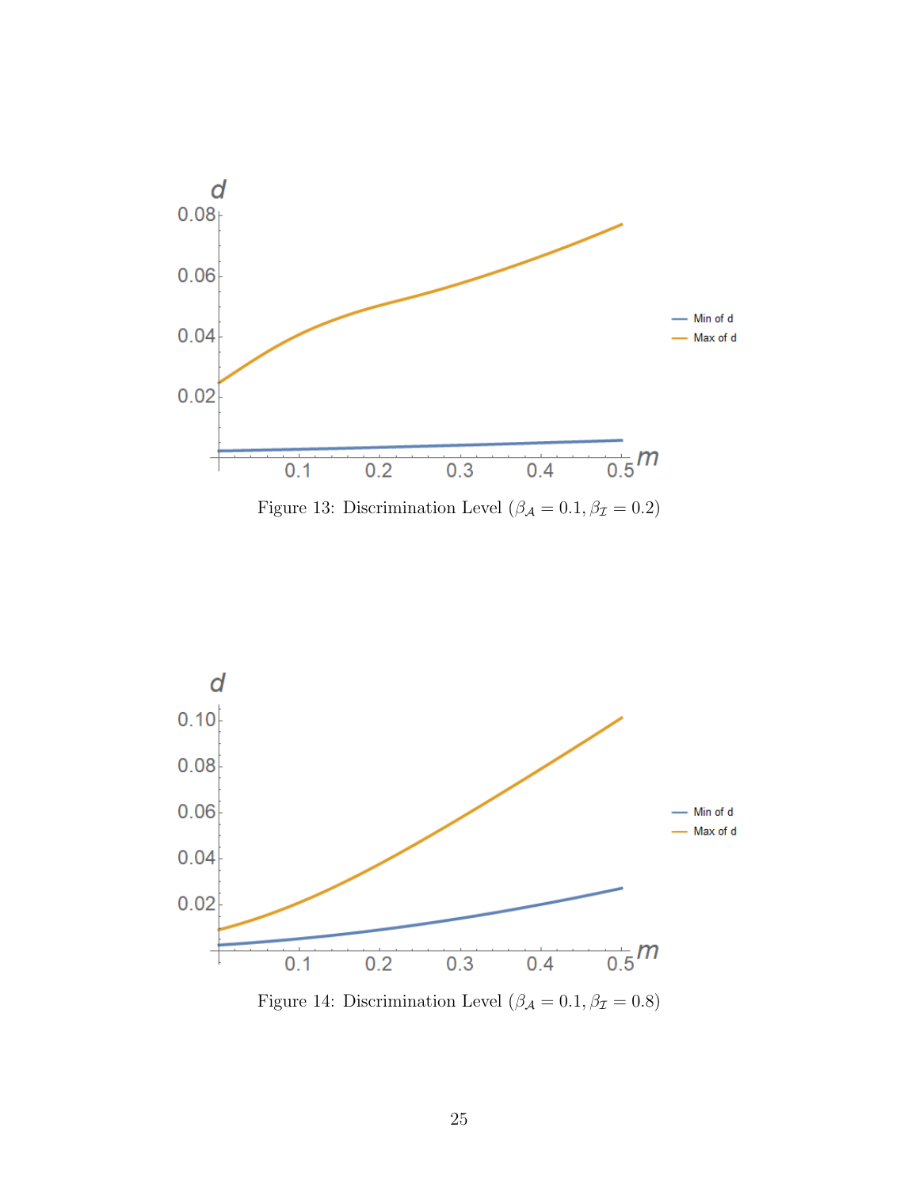Figure 13: Discrimination Level ($\beta_{\mathcal{A}} = 0.1, \beta_{\mathcal{I}} = 0.2$)

Figure 14: Discrimination Level ($\beta_{\mathcal{A}} = 0.1, \beta_{\mathcal{I}} = 0.8$)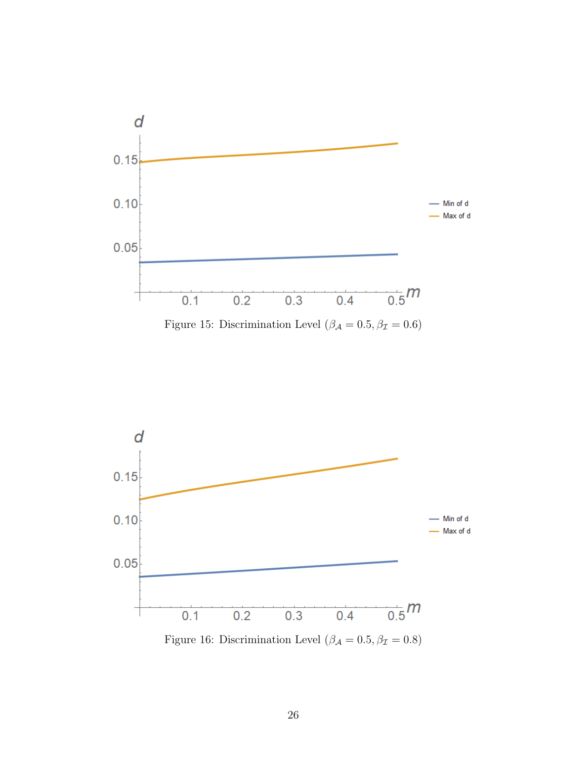Figure 15: Discrimination Level ($\beta_{\mathcal{A}} = 0.5, \beta_{\mathcal{I}} = 0.6$)

Figure 16: Discrimination Level ($\beta_{\mathcal{A}} = 0.5, \beta_{\mathcal{I}} = 0.8$)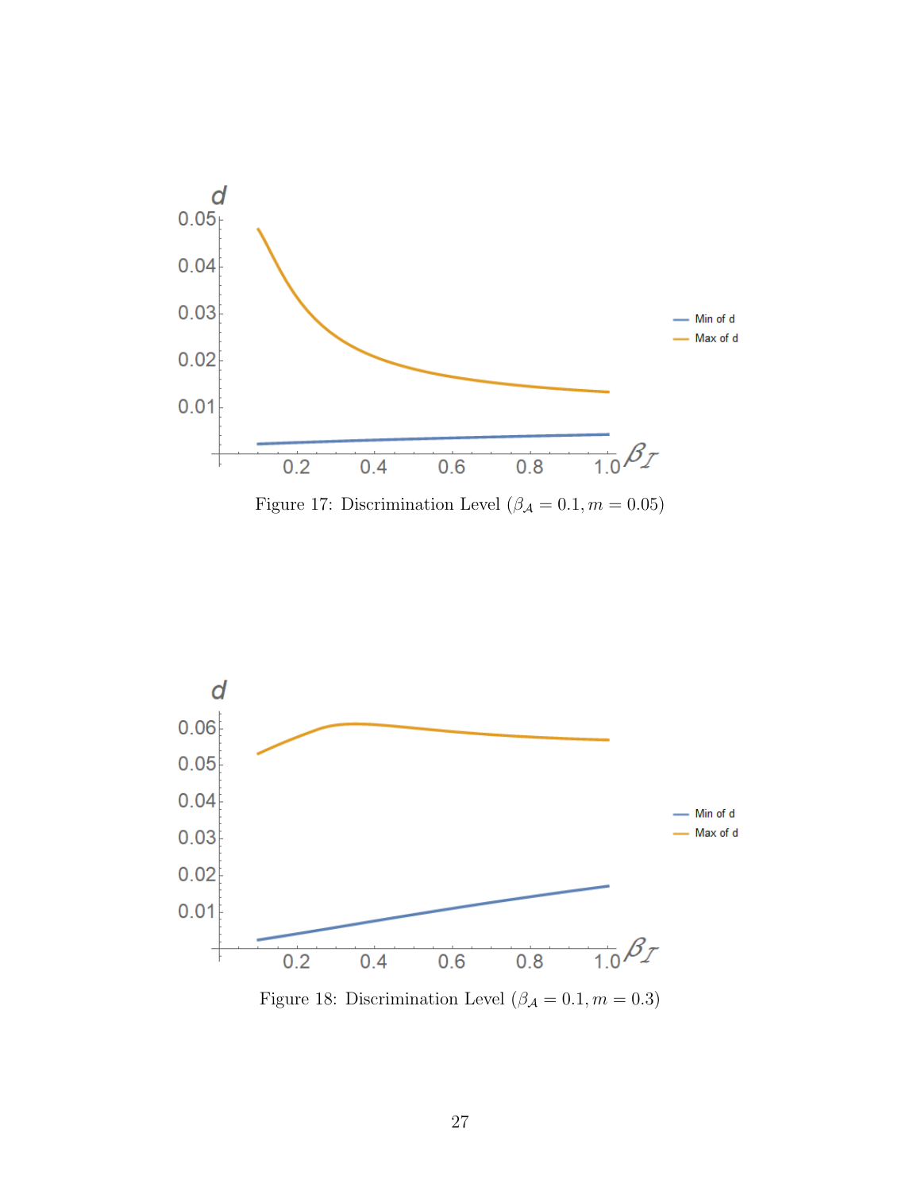Figure 17: Discrimination Level ($\beta_{\mathcal{A}} = 0.1, m = 0.05$)

Figure 18: Discrimination Level ($\beta_{\mathcal{A}} = 0.1, m = 0.3$)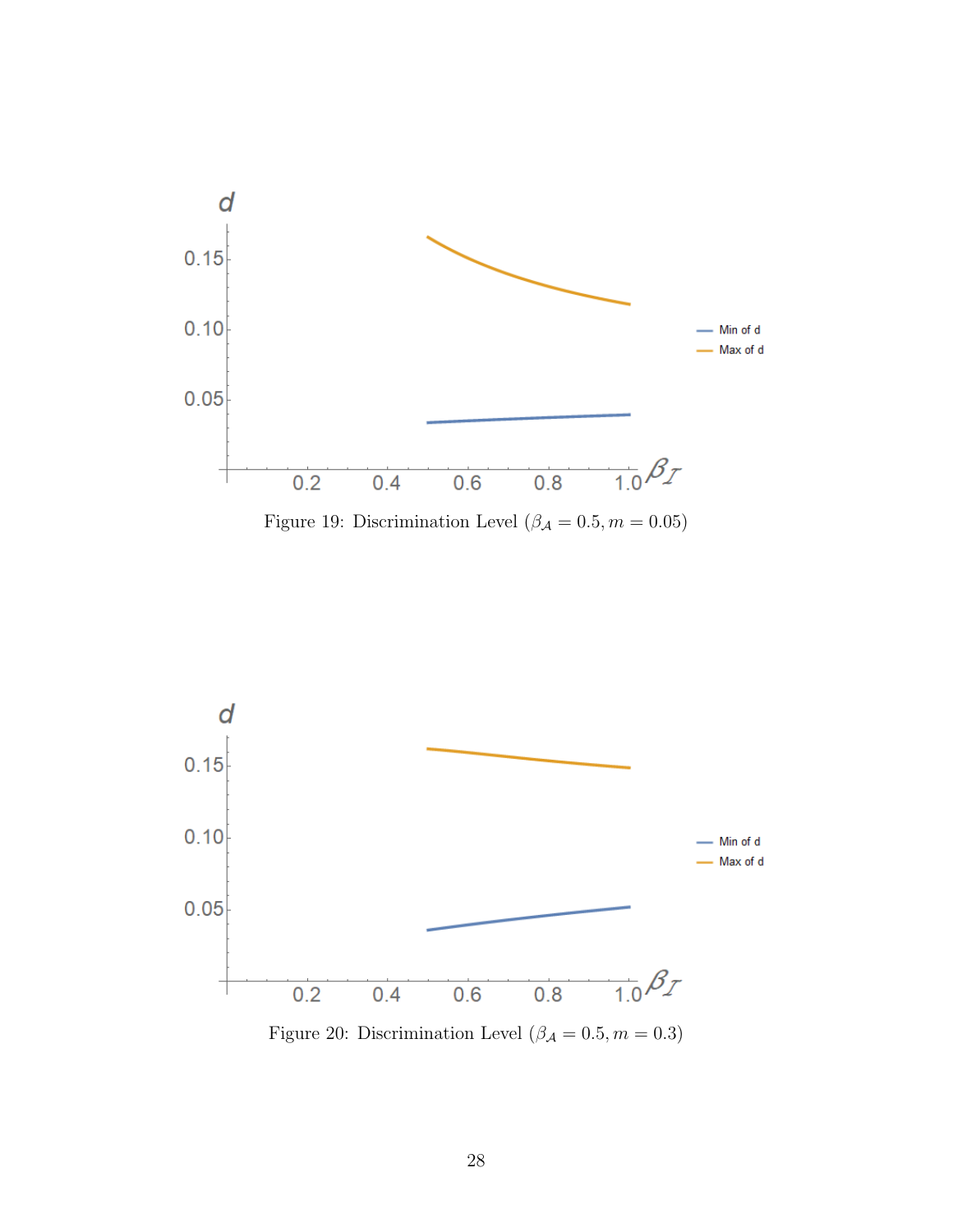Figure 19: Discrimination Level ($\beta_{\mathcal{A}} = 0.5, m = 0.05$)

Figure 20: Discrimination Level ($\beta_{\mathcal{A}} = 0.5, m = 0.3$)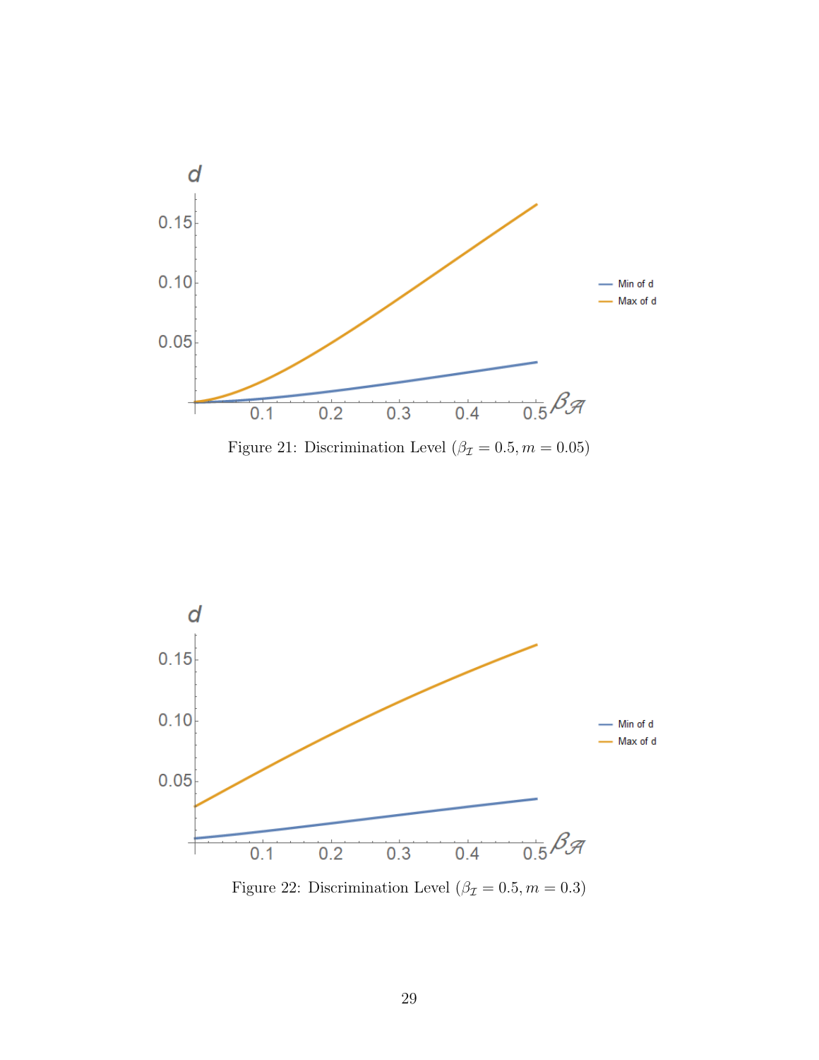Figure 21: Discrimination Level ($\beta_{\mathcal{I}} = 0.5, m = 0.05$)

Figure 22: Discrimination Level ($\beta_{\mathcal{I}} = 0.5, m = 0.3$)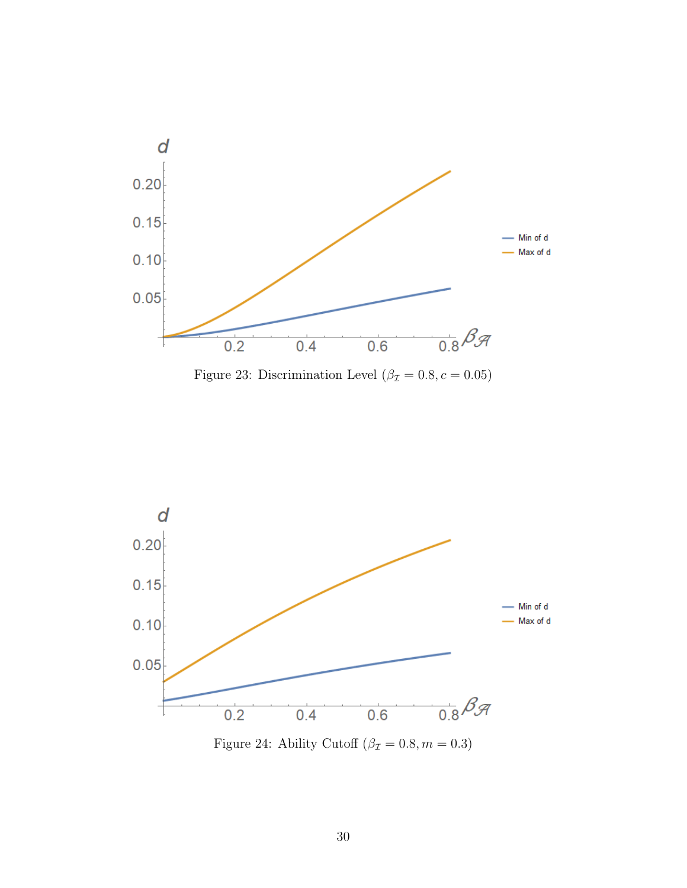Figure 23: Discrimination Level ($\beta_{\mathcal{I}} = 0.8, c = 0.05$)

Figure 24: Ability Cutoff ($\beta_{\mathcal{I}} = 0.8, m = 0.3$)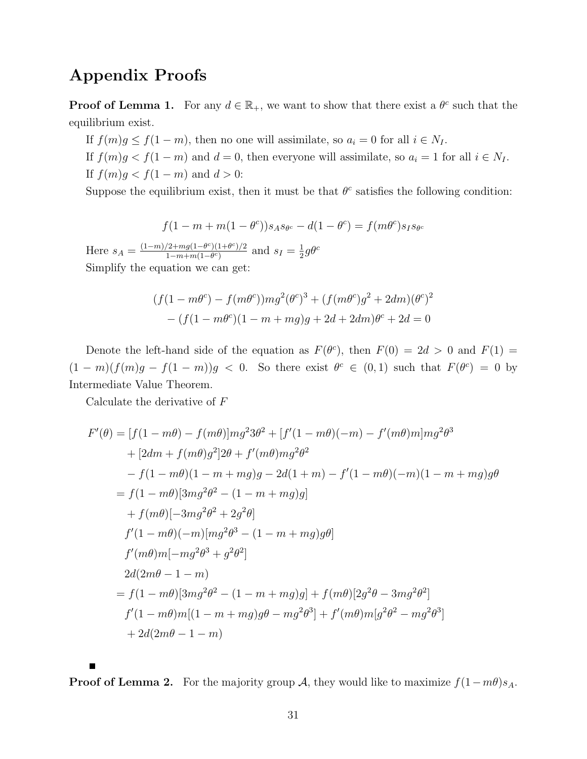# Appendix Proofs

**Proof of Lemma 1.** For any $d \in \mathbb{R}_+$, we want to show that there exist a $\theta^c$ such that the equilibrium exist.

If $f(m)g \leq f(1-m)$, then no one will assimilate, so $a_i = 0$ for all $i \in N_I$.

If $f(m)g < f(1-m)$ and $d = 0$, then everyone will assimilate, so $a_i = 1$ for all $i \in N_I$.

If $f(m)g < f(1-m)$ and $d > 0$:

Suppose the equilibrium exist, then it must be that $\theta^c$ satisfies the following condition:

$$f(1 - m + m(1-\theta^c))s_A s_{\theta^c} - d(1-\theta^c) = f(m\theta^c)s_I s_{\theta^c}$$

Here $s_A = \frac{(1-m)/2 + mg(1-\theta^c)(1+\theta^c)/2}{1-m+m(1-\theta^c)}$ and $s_I = \frac{1}{2}g\theta^c$

Simplify the equation we can get:

$$\begin{aligned}
&(f(1-m\theta^c) - f(m\theta^c))mg^2(\theta^c)^3 + (f(m\theta^c)g^2 + 2dm)(\theta^c)^2 \\
&\quad - (f(1-m\theta^c)(1-m+mg)g + 2d + 2dm)\theta^c + 2d = 0
\end{aligned}$$

Denote the left-hand side of the equation as $F(\theta^c)$, then $F(0) = 2d > 0$ and $F(1) = (1-m)(f(m)g - f(1-m))g < 0$. So there exist $\theta^c \in (0,1)$ such that $F(\theta^c) = 0$ by Intermediate Value Theorem.

Calculate the derivative of $F$

$$\begin{aligned}
F'(\theta) &= [f(1-m\theta) - f(m\theta)]mg^2 3\theta^2 + [f'(1-m\theta)(-m) - f'(m\theta)m]mg^2\theta^3 \\
&\quad + [2dm + f(m\theta)g^2]2\theta + f'(m\theta)mg^2\theta^2 \\
&\quad - f(1-m\theta)(1-m+mg)g - 2d(1+m) - f'(1-m\theta)(-m)(1-m+mg)g\theta \\
&= f(1-m\theta)[3mg^2\theta^2 - (1-m+mg)g] \\
&\quad + f(m\theta)[-3mg^2\theta^2 + 2g^2\theta] \\
&\quad f'(1-m\theta)(-m)[mg^2\theta^3 - (1-m+mg)g\theta] \\
&\quad f'(m\theta)m[-mg^2\theta^3 + g^2\theta^2] \\
&\quad 2d(2m\theta - 1 - m) \\
&= f(1-m\theta)[3mg^2\theta^2 - (1-m+mg)g] + f(m\theta)[2g^2\theta - 3mg^2\theta^2] \\
&\quad f'(1-m\theta)m[(1-m+mg)g\theta - mg^2\theta^3] + f'(m\theta)m[g^2\theta^2 - mg^2\theta^3] \\
&\quad + 2d(2m\theta - 1 - m)
\end{aligned}$$

∎

**Proof of Lemma 2.** For the majority group $\mathcal{A}$, they would like to maximize $f(1-m\theta)s_A$.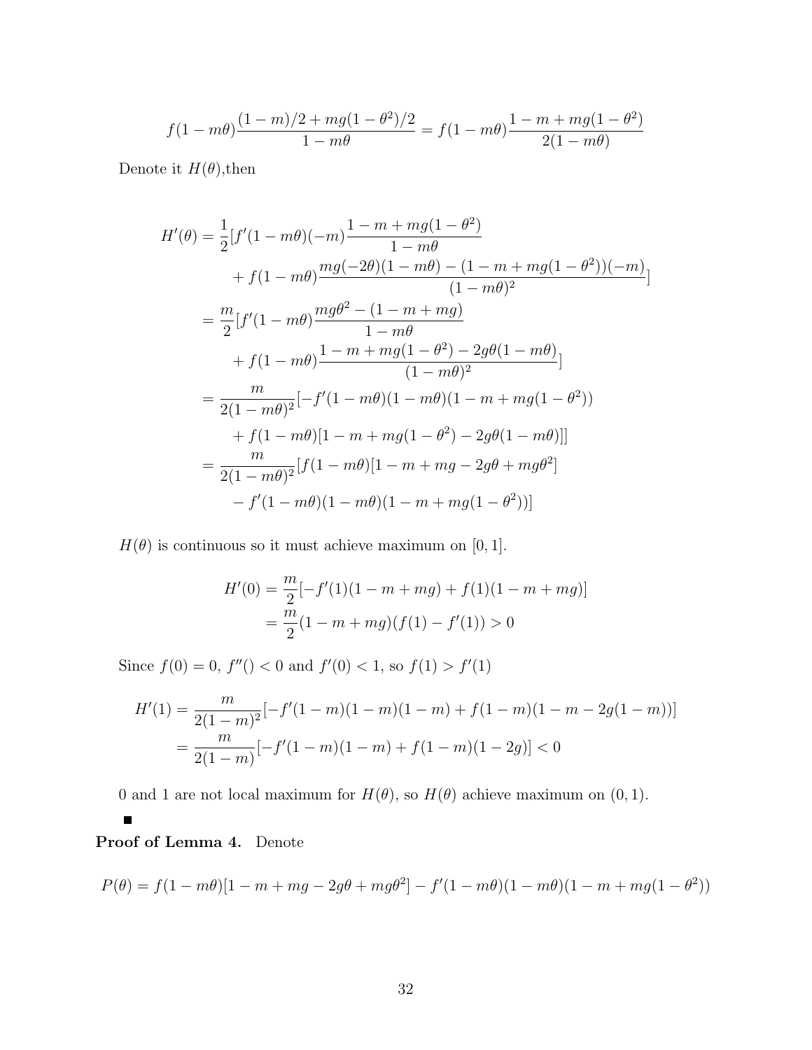$$f(1-m\theta)\frac{(1-m)/2+mg(1-\theta^2)/2}{1-m\theta} = f(1-m\theta)\frac{1-m+mg(1-\theta^2)}{2(1-m\theta)}$$

Denote it $H(\theta)$,then

$$\begin{aligned}
H'(\theta) &= \frac{1}{2}[f'(1-m\theta)(-m)\frac{1-m+mg(1-\theta^2)}{1-m\theta} \\
&\quad + f(1-m\theta)\frac{mg(-2\theta)(1-m\theta)-(1-m+mg(1-\theta^2))(-m)}{(1-m\theta)^2}] \\
&= \frac{m}{2}[f'(1-m\theta)\frac{mg\theta^2-(1-m+mg)}{1-m\theta} \\
&\quad + f(1-m\theta)\frac{1-m+mg(1-\theta^2)-2g\theta(1-m\theta)}{(1-m\theta)^2}] \\
&= \frac{m}{2(1-m\theta)^2}[-f'(1-m\theta)(1-m\theta)(1-m+mg(1-\theta^2)) \\
&\quad + f(1-m\theta)[1-m+mg(1-\theta^2)-2g\theta(1-m\theta)]] \\
&= \frac{m}{2(1-m\theta)^2}[f(1-m\theta)[1-m+mg-2g\theta+mg\theta^2] \\
&\quad - f'(1-m\theta)(1-m\theta)(1-m+mg(1-\theta^2))]
\end{aligned}$$

$H(\theta)$ is continuous so it must achieve maximum on $[0,1]$.

$$\begin{aligned}
H'(0) &= \frac{m}{2}[-f'(1)(1-m+mg)+f(1)(1-m+mg)] \\
&= \frac{m}{2}(1-m+mg)(f(1)-f'(1)) > 0
\end{aligned}$$

Since $f(0)=0$, $f''() < 0$ and $f'(0) < 1$, so $f(1) > f'(1)$

$$\begin{aligned}
H'(1) &= \frac{m}{2(1-m)^2}[-f'(1-m)(1-m)(1-m)+f(1-m)(1-m-2g(1-m))] \\
&= \frac{m}{2(1-m)}[-f'(1-m)(1-m)+f(1-m)(1-2g)] < 0
\end{aligned}$$

0 and 1 are not local maximum for $H(\theta)$, so $H(\theta)$ achieve maximum on $(0,1)$.

■

**Proof of Lemma 4.** Denote

$$P(\theta) = f(1-m\theta)[1-m+mg-2g\theta+mg\theta^2] - f'(1-m\theta)(1-m\theta)(1-m+mg(1-\theta^2))$$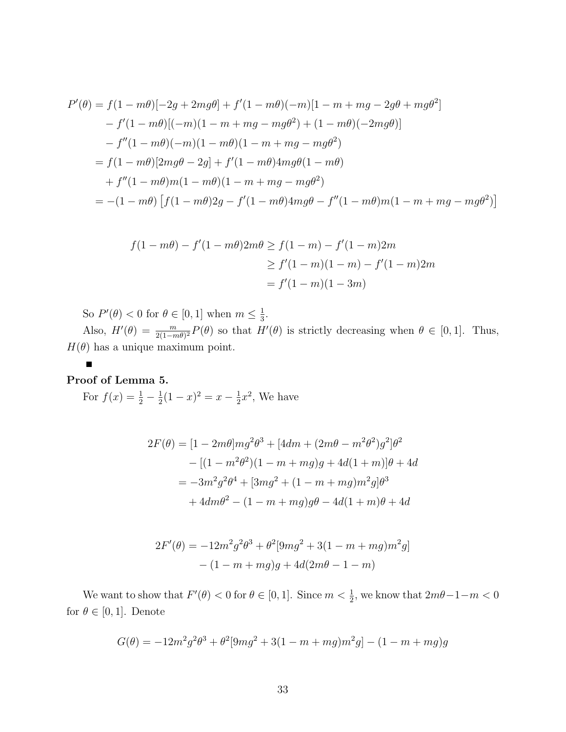$$
\begin{aligned}
P'(\theta) &= f(1-m\theta)[-2g+2mg\theta] + f'(1-m\theta)(-m)[1-m+mg-2g\theta+mg\theta^2] \\
&\quad - f'(1-m\theta)[(-m)(1-m+mg-mg\theta^2)+(1-m\theta)(-2mg\theta)] \\
&\quad - f''(1-m\theta)(-m)(1-m\theta)(1-m+mg-mg\theta^2) \\
&= f(1-m\theta)[2mg\theta-2g] + f'(1-m\theta)4mg\theta(1-m\theta) \\
&\quad + f''(1-m\theta)m(1-m\theta)(1-m+mg-mg\theta^2) \\
&= -(1-m\theta)\left[f(1-m\theta)2g - f'(1-m\theta)4mg\theta - f''(1-m\theta)m(1-m+mg-mg\theta^2)\right]
\end{aligned}
$$

$$
\begin{aligned}
f(1-m\theta) - f'(1-m\theta)2m\theta &\geq f(1-m) - f'(1-m)2m \\
&\geq f'(1-m)(1-m) - f'(1-m)2m \\
&= f'(1-m)(1-3m)
\end{aligned}
$$

So $P'(\theta) < 0$ for $\theta \in [0,1]$ when $m \leq \frac{1}{3}$.

Also, $H'(\theta) = \frac{m}{2(1-m\theta)^2}P(\theta)$ so that $H'(\theta)$ is strictly decreasing when $\theta \in [0,1]$. Thus, $H(\theta)$ has a unique maximum point.

■

**Proof of Lemma 5.**

For $f(x) = \frac{1}{2} - \frac{1}{2}(1-x)^2 = x - \frac{1}{2}x^2$, We have

$$
\begin{aligned}
2F(\theta) &= [1-2m\theta]mg^2\theta^3 + [4dm + (2m\theta - m^2\theta^2)g^2]\theta^2 \\
&\quad - [(1-m^2\theta^2)(1-m+mg)g + 4d(1+m)]\theta + 4d \\
&= -3m^2g^2\theta^4 + [3mg^2 + (1-m+mg)m^2g]\theta^3 \\
&\quad + 4dm\theta^2 - (1-m+mg)g\theta - 4d(1+m)\theta + 4d
\end{aligned}
$$

$$
\begin{aligned}
2F'(\theta) &= -12m^2g^2\theta^3 + \theta^2[9mg^2 + 3(1-m+mg)m^2g] \\
&\quad - (1-m+mg)g + 4d(2m\theta - 1 - m)
\end{aligned}
$$

We want to show that $F'(\theta) < 0$ for $\theta \in [0,1]$. Since $m < \frac{1}{2}$, we know that $2m\theta - 1 - m < 0$ for $\theta \in [0,1]$. Denote

$$
G(\theta) = -12m^2g^2\theta^3 + \theta^2[9mg^2 + 3(1-m+mg)m^2g] - (1-m+mg)g
$$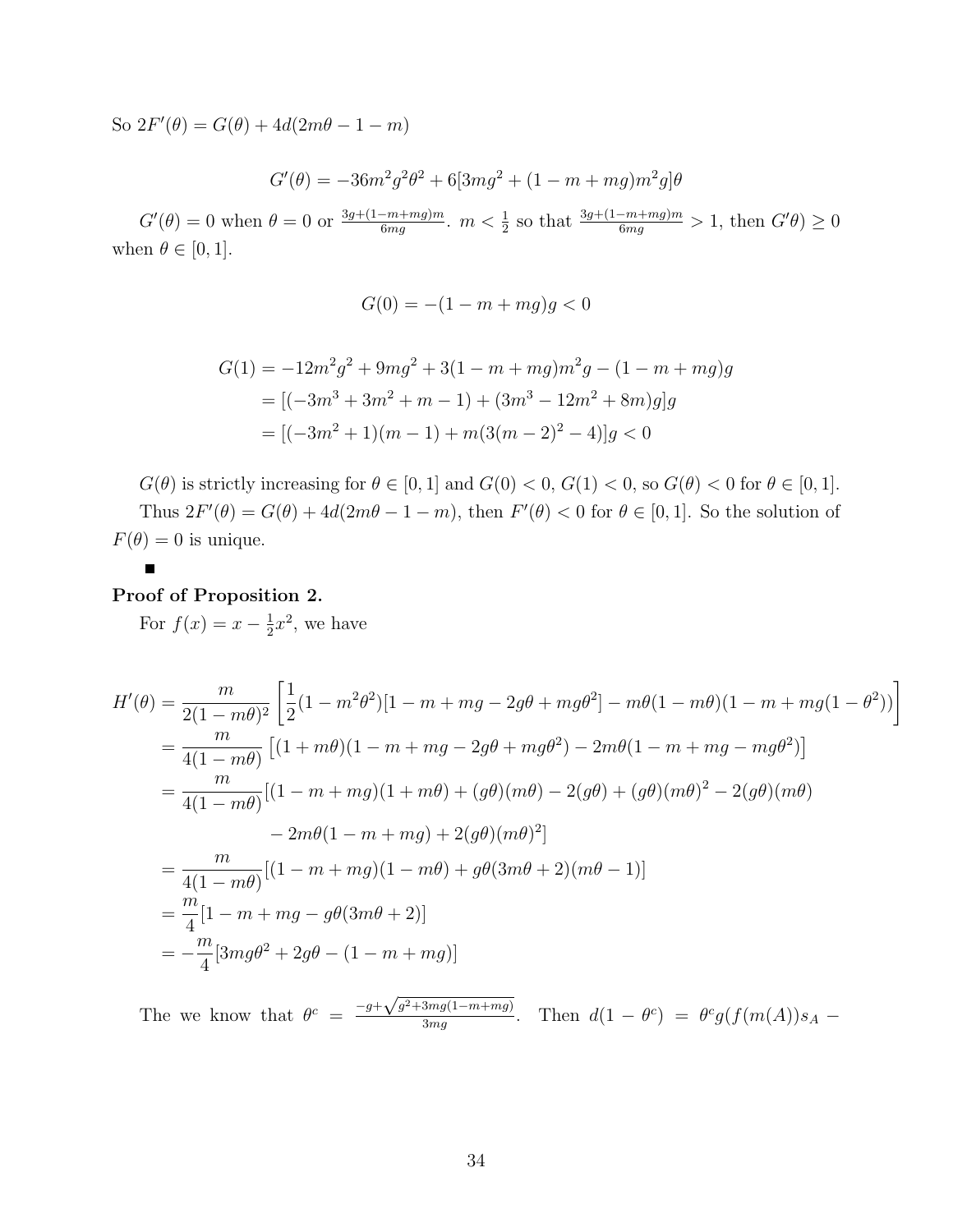So $2F'(\theta) = G(\theta) + 4d(2m\theta - 1 - m)$

$$G'(\theta) = -36m^2g^2\theta^2 + 6[3mg^2 + (1-m+mg)m^2g]\theta$$

$G'(\theta) = 0$ when $\theta = 0$ or $\frac{3g+(1-m+mg)m}{6mg}$. $m < \frac{1}{2}$ so that $\frac{3g+(1-m+mg)m}{6mg} > 1$, then $G'\theta) \geq 0$ when $\theta \in [0, 1]$.

$$G(0) = -(1-m+mg)g < 0$$

$$\begin{aligned}
G(1) &= -12m^2g^2 + 9mg^2 + 3(1-m+mg)m^2g - (1-m+mg)g \\
&= [(-3m^3 + 3m^2 + m - 1) + (3m^3 - 12m^2 + 8m)g]g \\
&= [(-3m^2+1)(m-1) + m(3(m-2)^2 - 4)]g < 0
\end{aligned}$$

$G(\theta)$ is strictly increasing for $\theta \in [0, 1]$ and $G(0) < 0$, $G(1) < 0$, so $G(\theta) < 0$ for $\theta \in [0, 1]$.

Thus $2F'(\theta) = G(\theta) + 4d(2m\theta - 1 - m)$, then $F'(\theta) < 0$ for $\theta \in [0, 1]$. So the solution of $F(\theta) = 0$ is unique.

■

**Proof of Proposition 2.**

For $f(x) = x - \frac{1}{2}x^2$, we have

$$\begin{aligned}
H'(\theta) &= \frac{m}{2(1-m\theta)^2}\left[\frac{1}{2}(1-m^2\theta^2)[1-m+mg-2g\theta+mg\theta^2] - m\theta(1-m\theta)(1-m+mg(1-\theta^2))\right] \\
&= \frac{m}{4(1-m\theta)}\left[(1+m\theta)(1-m+mg-2g\theta+mg\theta^2) - 2m\theta(1-m+mg-mg\theta^2)\right] \\
&= \frac{m}{4(1-m\theta)}[(1-m+mg)(1+m\theta) + (g\theta)(m\theta) - 2(g\theta) + (g\theta)(m\theta)^2 - 2(g\theta)(m\theta) \\
&\qquad - 2m\theta(1-m+mg) + 2(g\theta)(m\theta)^2] \\
&= \frac{m}{4(1-m\theta)}[(1-m+mg)(1-m\theta) + g\theta(3m\theta+2)(m\theta-1)] \\
&= \frac{m}{4}[1-m+mg - g\theta(3m\theta+2)] \\
&= -\frac{m}{4}[3mg\theta^2 + 2g\theta - (1-m+mg)]
\end{aligned}$$

The we know that $\theta^c = \frac{-g+\sqrt{g^2+3mg(1-m+mg)}}{3mg}$. Then $d(1-\theta^c) = \theta^c g(f(m(A))s_A -$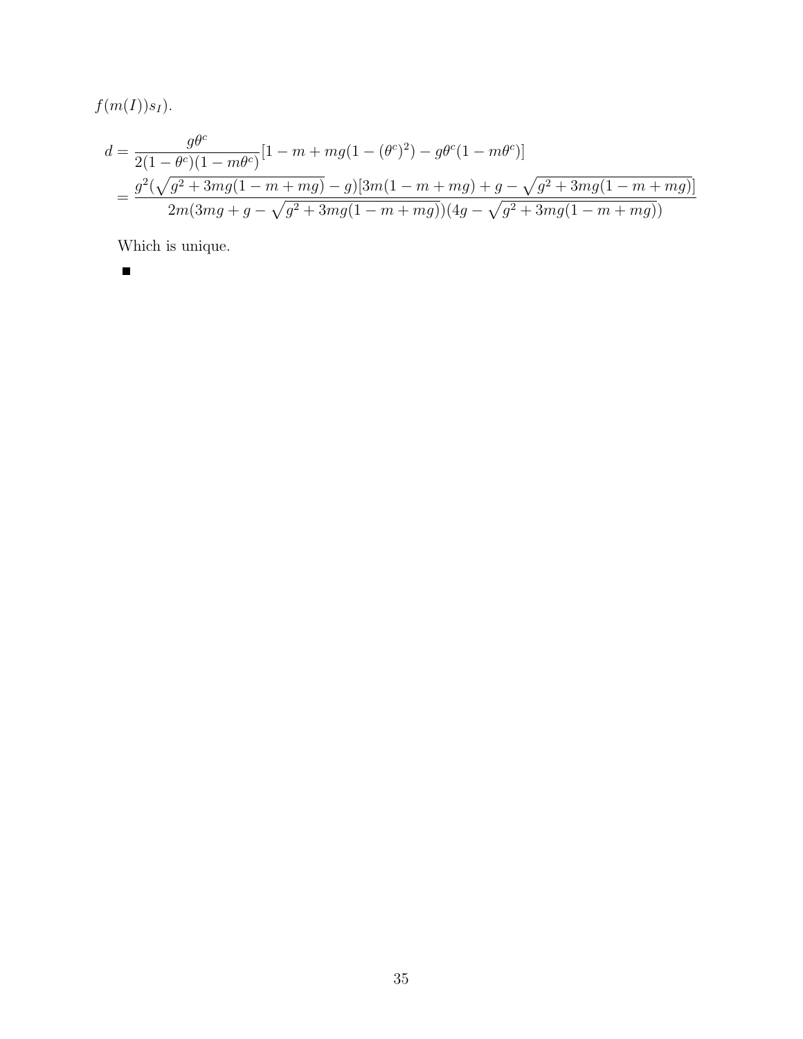$f(m(I))s_I)$.

$$
\begin{aligned}
d &= \frac{g\theta^c}{2(1-\theta^c)(1-m\theta^c)}[1 - m + mg(1-(\theta^c)^2) - g\theta^c(1-m\theta^c)] \\
&= \frac{g^2(\sqrt{g^2+3mg(1-m+mg)} - g)[3m(1-m+mg) + g - \sqrt{g^2+3mg(1-m+mg)}]}{2m(3mg+g-\sqrt{g^2+3mg(1-m+mg)})(4g-\sqrt{g^2+3mg(1-m+mg)})}
\end{aligned}
$$

Which is unique.

■